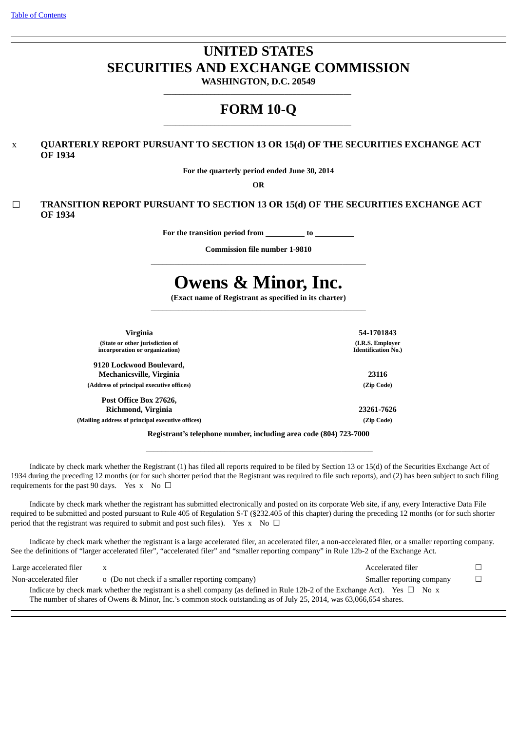[Table of Contents]

# UNITED STATES
# SECURITIES AND EXCHANGE COMMISSION

**WASHINGTON, D.C. 20549**

# FORM 10-Q

x **QUARTERLY REPORT PURSUANT TO SECTION 13 OR 15(d) OF THE SECURITIES EXCHANGE ACT OF 1934**

**For the quarterly period ended June 30, 2014**

**OR**

☐ **TRANSITION REPORT PURSUANT TO SECTION 13 OR 15(d) OF THE SECURITIES EXCHANGE ACT OF 1934**

**For the transition period from \_\_\_\_\_\_\_\_\_\_ to \_\_\_\_\_\_\_\_\_\_**

**Commission file number 1-9810**

# Owens & Minor, Inc.

**(Exact name of Registrant as specified in its charter)**

| | |
|---|---|
| **Virginia** | **54-1701843** |
| **(State or other jurisdiction of incorporation or organization)** | **(I.R.S. Employer Identification No.)** |
| **9120 Lockwood Boulevard, Mechanicsville, Virginia** | **23116** |
| **(Address of principal executive offices)** | **(Zip Code)** |
| **Post Office Box 27626, Richmond, Virginia** | **23261-7626** |
| **(Mailing address of principal executive offices)** | **(Zip Code)** |

**Registrant's telephone number, including area code (804) 723-7000**

Indicate by check mark whether the Registrant (1) has filed all reports required to be filed by Section 13 or 15(d) of the Securities Exchange Act of 1934 during the preceding 12 months (or for such shorter period that the Registrant was required to file such reports), and (2) has been subject to such filing requirements for the past 90 days. Yes x No ☐

Indicate by check mark whether the registrant has submitted electronically and posted on its corporate Web site, if any, every Interactive Data File required to be submitted and posted pursuant to Rule 405 of Regulation S-T (§232.405 of this chapter) during the preceding 12 months (or for such shorter period that the registrant was required to submit and post such files). Yes x No ☐

Indicate by check mark whether the registrant is a large accelerated filer, an accelerated filer, a non-accelerated filer, or a smaller reporting company. See the definitions of "larger accelerated filer", "accelerated filer" and "smaller reporting company" in Rule 12b-2 of the Exchange Act.

| | | | |
|---|---|---|---|
| Large accelerated filer | x | Accelerated filer | ☐ |
| Non-accelerated filer | o (Do not check if a smaller reporting company) | Smaller reporting company | ☐ |

Indicate by check mark whether the registrant is a shell company (as defined in Rule 12b-2 of the Exchange Act). Yes ☐ No x

The number of shares of Owens & Minor, Inc.'s common stock outstanding as of July 25, 2014, was 63,066,654 shares.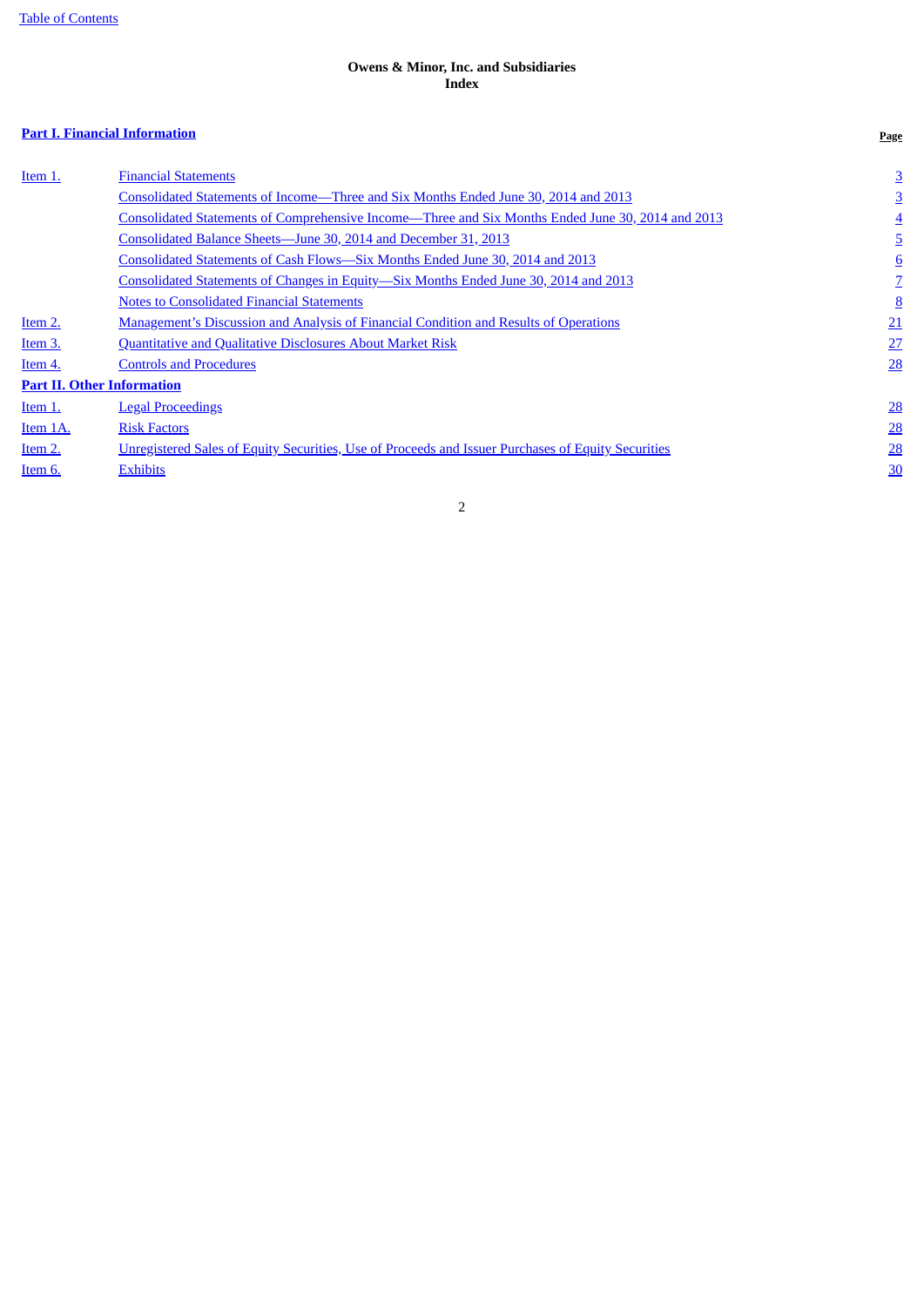**Owens & Minor, Inc. and Subsidiaries**
**Index**

| **Part I. Financial Information** | | **Page** |
|---|---|---|
| Item 1. | Financial Statements | 3 |
| | Consolidated Statements of Income—Three and Six Months Ended June 30, 2014 and 2013 | 3 |
| | Consolidated Statements of Comprehensive Income—Three and Six Months Ended June 30, 2014 and 2013 | 4 |
| | Consolidated Balance Sheets—June 30, 2014 and December 31, 2013 | 5 |
| | Consolidated Statements of Cash Flows—Six Months Ended June 30, 2014 and 2013 | 6 |
| | Consolidated Statements of Changes in Equity—Six Months Ended June 30, 2014 and 2013 | 7 |
| | Notes to Consolidated Financial Statements | 8 |
| Item 2. | Management's Discussion and Analysis of Financial Condition and Results of Operations | 21 |
| Item 3. | Quantitative and Qualitative Disclosures About Market Risk | 27 |
| Item 4. | Controls and Procedures | 28 |
| **Part II. Other Information** | | |
| Item 1. | Legal Proceedings | 28 |
| Item 1A. | Risk Factors | 28 |
| Item 2. | Unregistered Sales of Equity Securities, Use of Proceeds and Issuer Purchases of Equity Securities | 28 |
| Item 6. | Exhibits | 30 |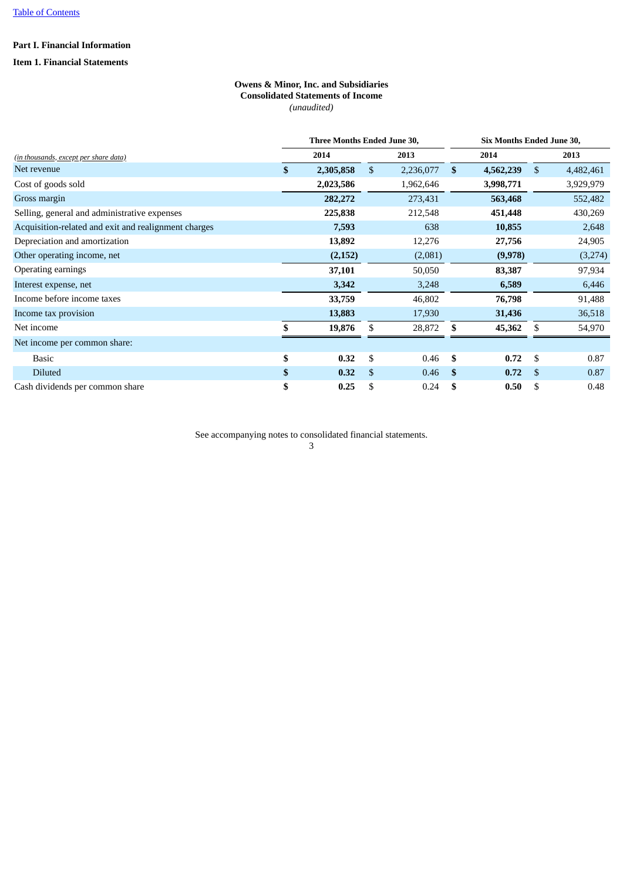[Table of Contents]

**Part I. Financial Information**

**Item 1. Financial Statements**

**Owens & Minor, Inc. and Subsidiaries**
**Consolidated Statements of Income**
*(unaudited)*

| *(in thousands, except per share data)* | Three Months Ended June 30, | | Six Months Ended June 30, | |
|---|---|---|---|---|
| | **2014** | **2013** | **2014** | **2013** |
| Net revenue | **$ 2,305,858** | $ 2,236,077 | **$ 4,562,239** | $ 4,482,461 |
| Cost of goods sold | **2,023,586** | 1,962,646 | **3,998,771** | 3,929,979 |
| Gross margin | **282,272** | 273,431 | **563,468** | 552,482 |
| Selling, general and administrative expenses | **225,838** | 212,548 | **451,448** | 430,269 |
| Acquisition-related and exit and realignment charges | **7,593** | 638 | **10,855** | 2,648 |
| Depreciation and amortization | **13,892** | 12,276 | **27,756** | 24,905 |
| Other operating income, net | **(2,152)** | (2,081) | **(9,978)** | (3,274) |
| Operating earnings | **37,101** | 50,050 | **83,387** | 97,934 |
| Interest expense, net | **3,342** | 3,248 | **6,589** | 6,446 |
| Income before income taxes | **33,759** | 46,802 | **76,798** | 91,488 |
| Income tax provision | **13,883** | 17,930 | **31,436** | 36,518 |
| Net income | **$ 19,876** | $ 28,872 | **$ 45,362** | $ 54,970 |
| Net income per common share: | | | | |
| Basic | **$ 0.32** | $ 0.46 | **$ 0.72** | $ 0.87 |
| Diluted | **$ 0.32** | $ 0.46 | **$ 0.72** | $ 0.87 |
| Cash dividends per common share | **$ 0.25** | $ 0.24 | **$ 0.50** | $ 0.48 |

See accompanying notes to consolidated financial statements.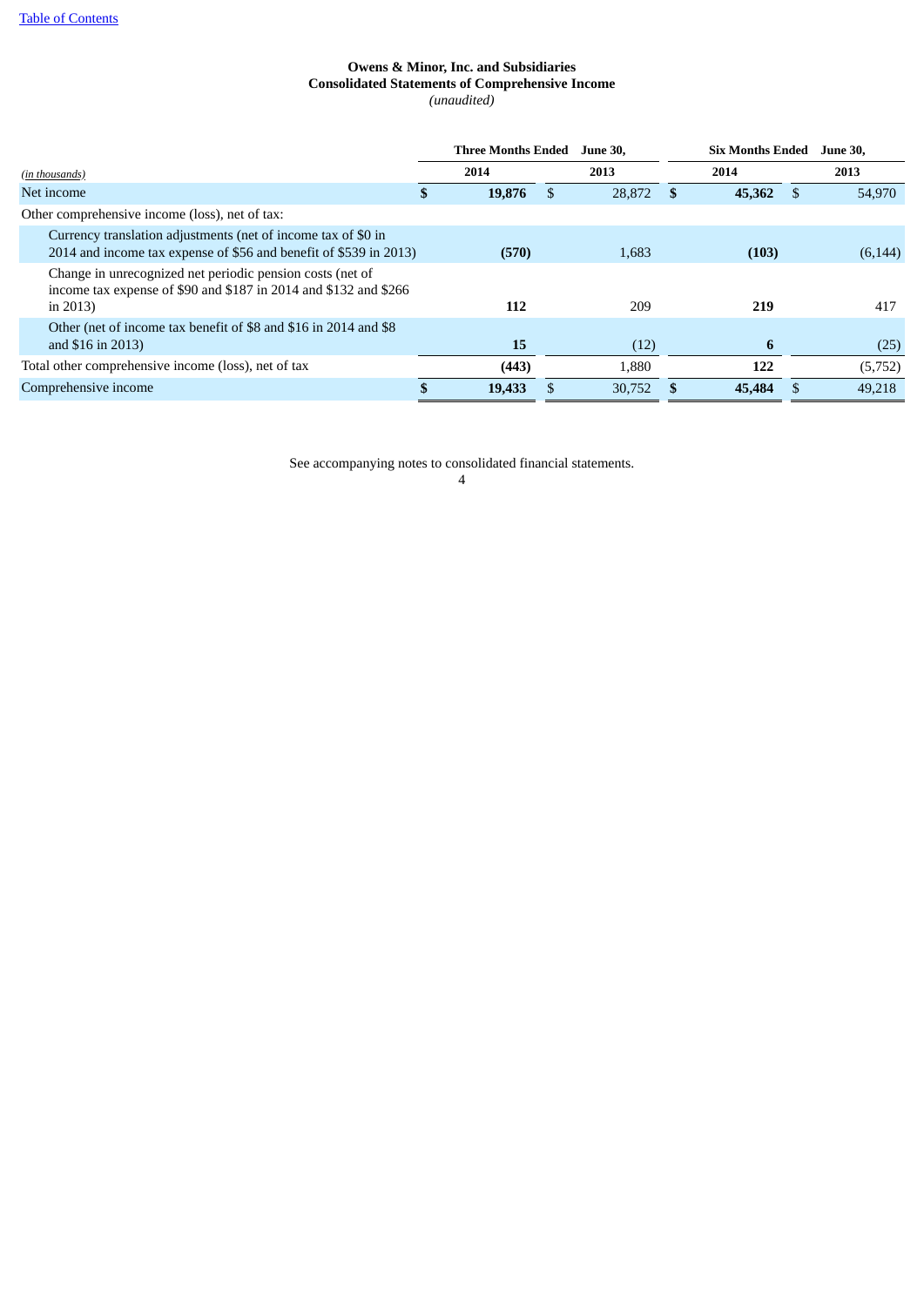Table of Contents

**Owens & Minor, Inc. and Subsidiaries**
**Consolidated Statements of Comprehensive Income**
*(unaudited)*

| *(in thousands)* | Three Months Ended June 30, 2014 | Three Months Ended June 30, 2013 | Six Months Ended June 30, 2014 | Six Months Ended June 30, 2013 |
|---|---|---|---|---|
| Net income | **$ 19,876** | $ 28,872 | **$ 45,362** | $ 54,970 |
| Other comprehensive income (loss), net of tax: | | | | |
| Currency translation adjustments (net of income tax of $0 in 2014 and income tax expense of $56 and benefit of $539 in 2013) | **(570)** | 1,683 | **(103)** | (6,144) |
| Change in unrecognized net periodic pension costs (net of income tax expense of $90 and $187 in 2014 and $132 and $266 in 2013) | **112** | 209 | **219** | 417 |
| Other (net of income tax benefit of $8 and $16 in 2014 and $8 and $16 in 2013) | **15** | (12) | **6** | (25) |
| Total other comprehensive income (loss), net of tax | **(443)** | 1,880 | **122** | (5,752) |
| Comprehensive income | **$ 19,433** | $ 30,752 | **$ 45,484** | $ 49,218 |

See accompanying notes to consolidated financial statements.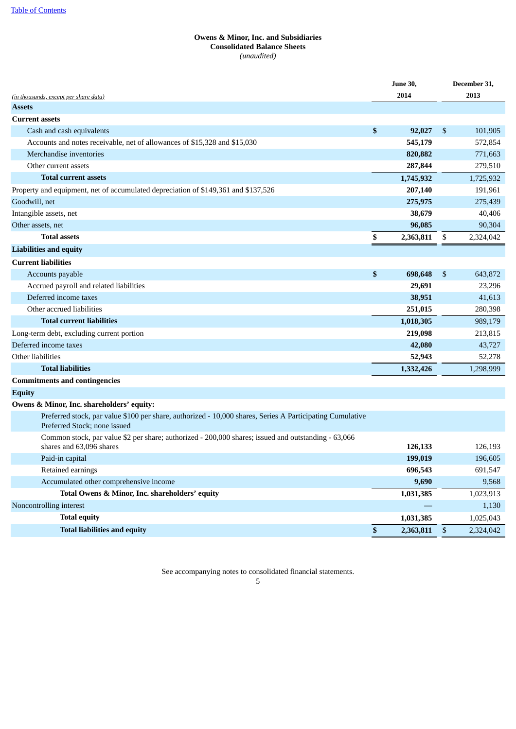[Table of Contents](#)

**Owens & Minor, Inc. and Subsidiaries**
**Consolidated Balance Sheets**
*(unaudited)*

| *(in thousands, except per share data)* | June 30, 2014 | December 31, 2013 |
|---|---|---|
| **Assets** | | |
| **Current assets** | | |
| Cash and cash equivalents | **$ 92,027** | $ 101,905 |
| Accounts and notes receivable, net of allowances of $15,328 and $15,030 | **545,179** | 572,854 |
| Merchandise inventories | **820,882** | 771,663 |
| Other current assets | **287,844** | 279,510 |
| **Total current assets** | **1,745,932** | 1,725,932 |
| Property and equipment, net of accumulated depreciation of $149,361 and $137,526 | **207,140** | 191,961 |
| Goodwill, net | **275,975** | 275,439 |
| Intangible assets, net | **38,679** | 40,406 |
| Other assets, net | **96,085** | 90,304 |
| **Total assets** | **$ 2,363,811** | $ 2,324,042 |
| **Liabilities and equity** | | |
| **Current liabilities** | | |
| Accounts payable | **$ 698,648** | $ 643,872 |
| Accrued payroll and related liabilities | **29,691** | 23,296 |
| Deferred income taxes | **38,951** | 41,613 |
| Other accrued liabilities | **251,015** | 280,398 |
| **Total current liabilities** | **1,018,305** | 989,179 |
| Long-term debt, excluding current portion | **219,098** | 213,815 |
| Deferred income taxes | **42,080** | 43,727 |
| Other liabilities | **52,943** | 52,278 |
| **Total liabilities** | **1,332,426** | 1,298,999 |
| **Commitments and contingencies** | | |
| **Equity** | | |
| **Owens & Minor, Inc. shareholders' equity:** | | |
| Preferred stock, par value $100 per share, authorized - 10,000 shares, Series A Participating Cumulative Preferred Stock; none issued | | |
| Common stock, par value $2 per share; authorized - 200,000 shares; issued and outstanding - 63,066 shares and 63,096 shares | **126,133** | 126,193 |
| Paid-in capital | **199,019** | 196,605 |
| Retained earnings | **696,543** | 691,547 |
| Accumulated other comprehensive income | **9,690** | 9,568 |
| **Total Owens & Minor, Inc. shareholders' equity** | **1,031,385** | 1,023,913 |
| Noncontrolling interest | **—** | 1,130 |
| **Total equity** | **1,031,385** | 1,025,043 |
| **Total liabilities and equity** | **$ 2,363,811** | $ 2,324,042 |

See accompanying notes to consolidated financial statements.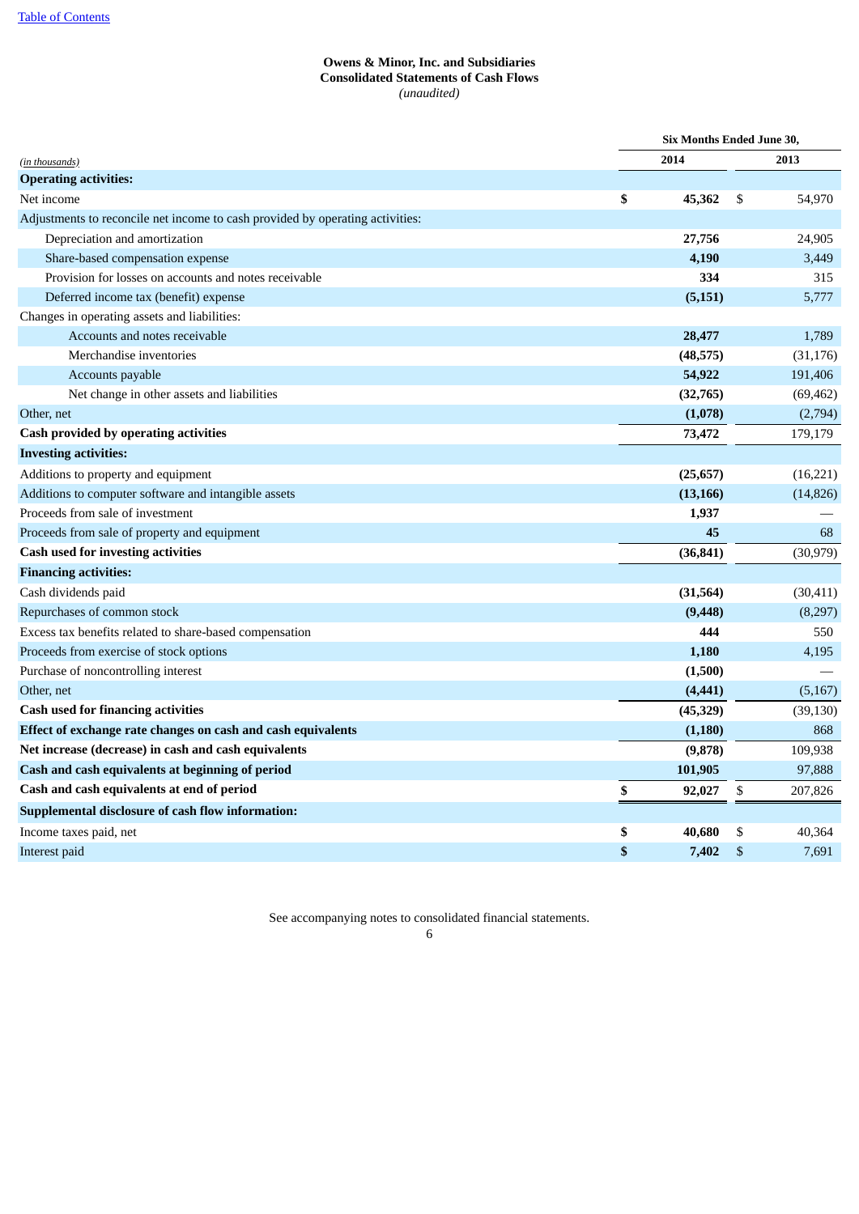Table of Contents

**Owens & Minor, Inc. and Subsidiaries**
**Consolidated Statements of Cash Flows**
*(unaudited)*

| (in thousands) | Six Months Ended June 30, 2014 | 2013 |
|---|---|---|
| **Operating activities:** | | |
| Net income | **$ 45,362** | $ 54,970 |
| Adjustments to reconcile net income to cash provided by operating activities: | | |
| Depreciation and amortization | **27,756** | 24,905 |
| Share-based compensation expense | **4,190** | 3,449 |
| Provision for losses on accounts and notes receivable | **334** | 315 |
| Deferred income tax (benefit) expense | **(5,151)** | 5,777 |
| Changes in operating assets and liabilities: | | |
| Accounts and notes receivable | **28,477** | 1,789 |
| Merchandise inventories | **(48,575)** | (31,176) |
| Accounts payable | **54,922** | 191,406 |
| Net change in other assets and liabilities | **(32,765)** | (69,462) |
| Other, net | **(1,078)** | (2,794) |
| **Cash provided by operating activities** | **73,472** | 179,179 |
| **Investing activities:** | | |
| Additions to property and equipment | **(25,657)** | (16,221) |
| Additions to computer software and intangible assets | **(13,166)** | (14,826) |
| Proceeds from sale of investment | **1,937** | — |
| Proceeds from sale of property and equipment | **45** | 68 |
| **Cash used for investing activities** | **(36,841)** | (30,979) |
| **Financing activities:** | | |
| Cash dividends paid | **(31,564)** | (30,411) |
| Repurchases of common stock | **(9,448)** | (8,297) |
| Excess tax benefits related to share-based compensation | **444** | 550 |
| Proceeds from exercise of stock options | **1,180** | 4,195 |
| Purchase of noncontrolling interest | **(1,500)** | — |
| Other, net | **(4,441)** | (5,167) |
| **Cash used for financing activities** | **(45,329)** | (39,130) |
| **Effect of exchange rate changes on cash and cash equivalents** | **(1,180)** | 868 |
| **Net increase (decrease) in cash and cash equivalents** | **(9,878)** | 109,938 |
| **Cash and cash equivalents at beginning of period** | **101,905** | 97,888 |
| **Cash and cash equivalents at end of period** | **$ 92,027** | $ 207,826 |
| **Supplemental disclosure of cash flow information:** | | |
| Income taxes paid, net | **$ 40,680** | $ 40,364 |
| Interest paid | **$ 7,402** | $ 7,691 |

See accompanying notes to consolidated financial statements.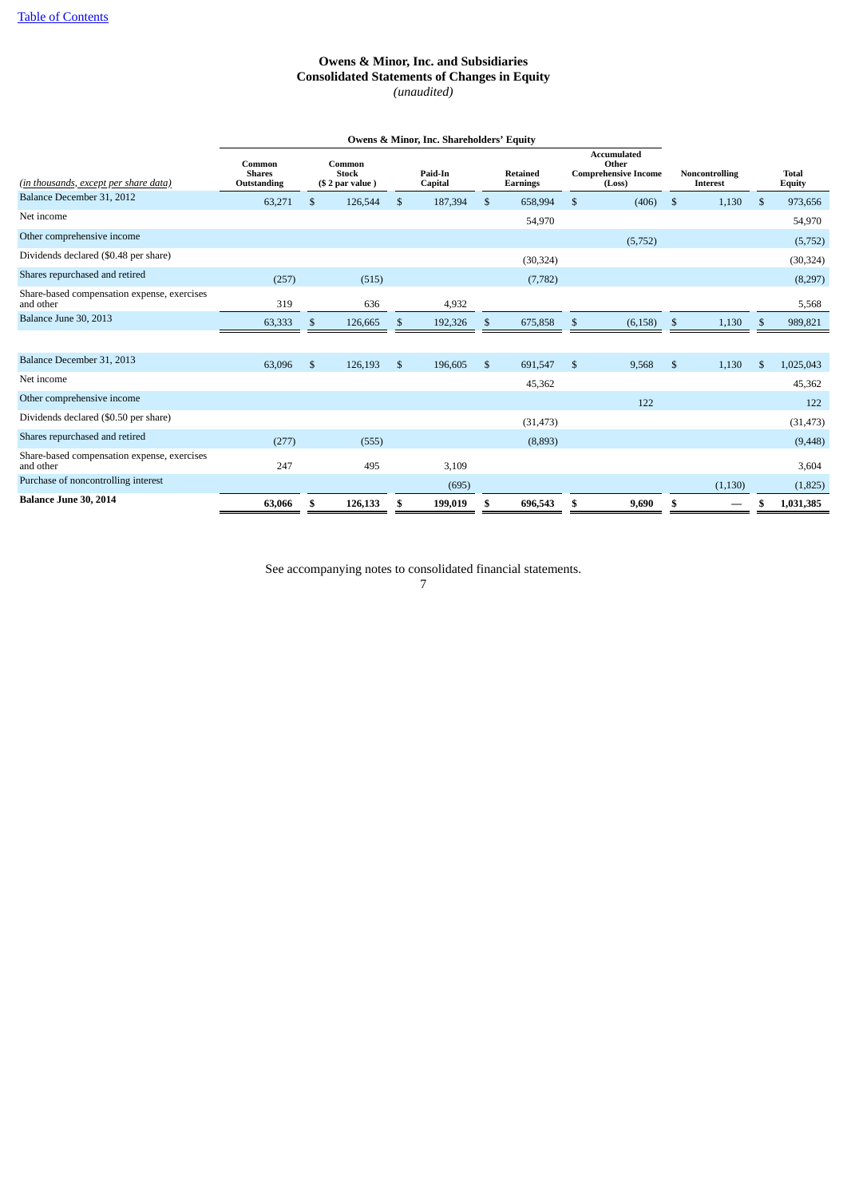# Owens & Minor, Inc. and Subsidiaries
## Consolidated Statements of Changes in Equity
*(unaudited)*

| | Owens & Minor, Inc. Shareholders' Equity | | | | | | |
|---|---|---|---|---|---|---|---|
| *(in thousands, except per share data)* | Common Shares Outstanding | Common Stock ($ 2 par value ) | Paid-In Capital | Retained Earnings | Accumulated Other Comprehensive Income (Loss) | Noncontrolling Interest | Total Equity |
| Balance December 31, 2012 | 63,271 | $ 126,544 | $ 187,394 | $ 658,994 | $ (406) | $ 1,130 | $ 973,656 |
| Net income | | | | 54,970 | | | 54,970 |
| Other comprehensive income | | | | | (5,752) | | (5,752) |
| Dividends declared ($0.48 per share) | | | | (30,324) | | | (30,324) |
| Shares repurchased and retired | (257) | (515) | | (7,782) | | | (8,297) |
| Share-based compensation expense, exercises and other | 319 | 636 | 4,932 | | | | 5,568 |
| Balance June 30, 2013 | 63,333 | $ 126,665 | $ 192,326 | $ 675,858 | $ (6,158) | $ 1,130 | $ 989,821 |
| | | | | | | | |
| Balance December 31, 2013 | 63,096 | $ 126,193 | $ 196,605 | $ 691,547 | $ 9,568 | $ 1,130 | $ 1,025,043 |
| Net income | | | | 45,362 | | | 45,362 |
| Other comprehensive income | | | | | 122 | | 122 |
| Dividends declared ($0.50 per share) | | | | (31,473) | | | (31,473) |
| Shares repurchased and retired | (277) | (555) | | (8,893) | | | (9,448) |
| Share-based compensation expense, exercises and other | 247 | 495 | 3,109 | | | | 3,604 |
| Purchase of noncontrolling interest | | | (695) | | | (1,130) | (1,825) |
| **Balance June 30, 2014** | **63,066** | **$ 126,133** | **$ 199,019** | **$ 696,543** | **$ 9,690** | **$ —** | **$ 1,031,385** |

See accompanying notes to consolidated financial statements.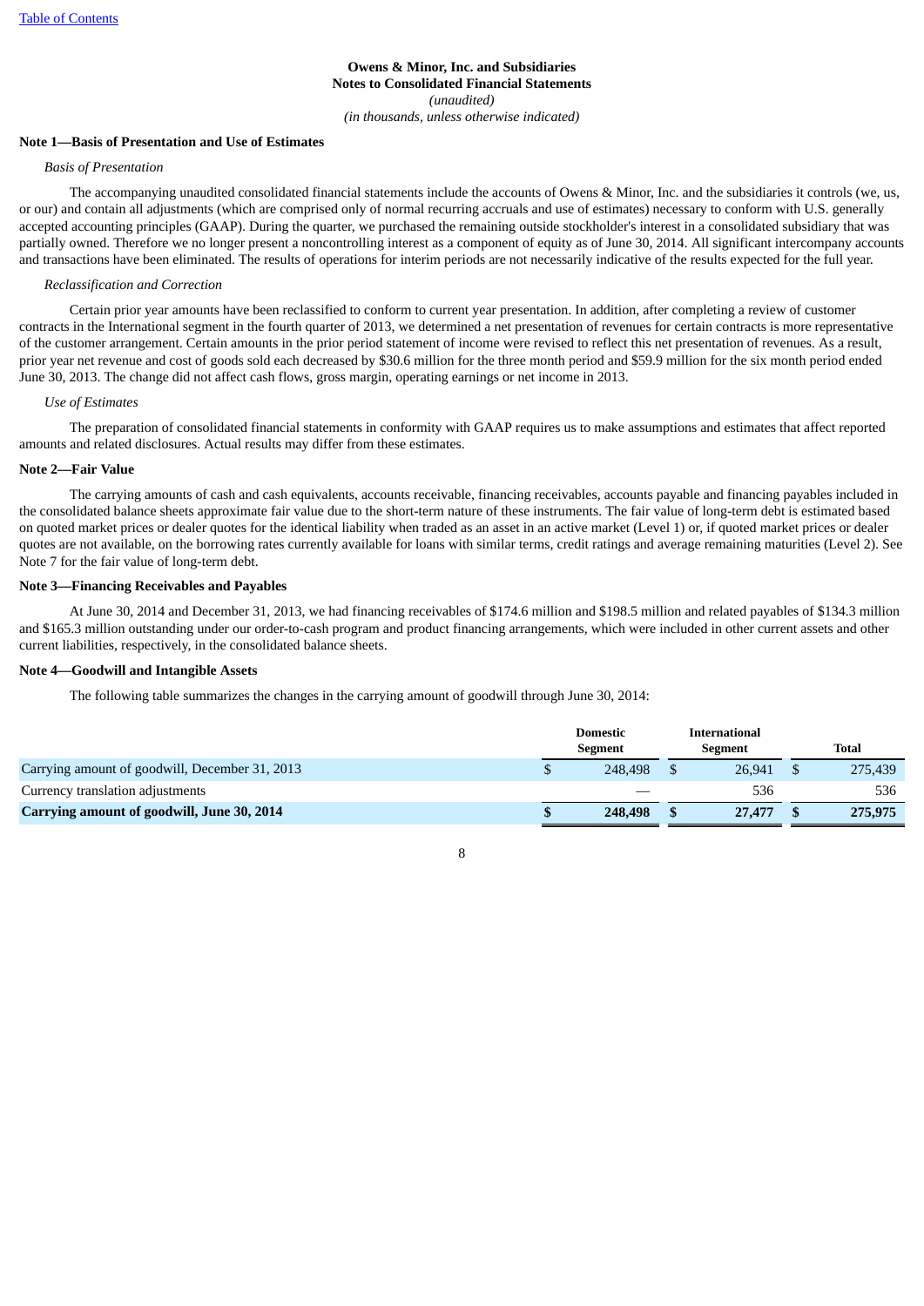**Owens & Minor, Inc. and Subsidiaries**
**Notes to Consolidated Financial Statements**
*(unaudited)*
*(in thousands, unless otherwise indicated)*

**Note 1—Basis of Presentation and Use of Estimates**

*Basis of Presentation*

The accompanying unaudited consolidated financial statements include the accounts of Owens & Minor, Inc. and the subsidiaries it controls (we, us, or our) and contain all adjustments (which are comprised only of normal recurring accruals and use of estimates) necessary to conform with U.S. generally accepted accounting principles (GAAP). During the quarter, we purchased the remaining outside stockholder's interest in a consolidated subsidiary that was partially owned. Therefore we no longer present a noncontrolling interest as a component of equity as of June 30, 2014. All significant intercompany accounts and transactions have been eliminated. The results of operations for interim periods are not necessarily indicative of the results expected for the full year.

*Reclassification and Correction*

Certain prior year amounts have been reclassified to conform to current year presentation. In addition, after completing a review of customer contracts in the International segment in the fourth quarter of 2013, we determined a net presentation of revenues for certain contracts is more representative of the customer arrangement. Certain amounts in the prior period statement of income were revised to reflect this net presentation of revenues. As a result, prior year net revenue and cost of goods sold each decreased by $30.6 million for the three month period and $59.9 million for the six month period ended June 30, 2013. The change did not affect cash flows, gross margin, operating earnings or net income in 2013.

*Use of Estimates*

The preparation of consolidated financial statements in conformity with GAAP requires us to make assumptions and estimates that affect reported amounts and related disclosures. Actual results may differ from these estimates.

**Note 2—Fair Value**

The carrying amounts of cash and cash equivalents, accounts receivable, financing receivables, accounts payable and financing payables included in the consolidated balance sheets approximate fair value due to the short-term nature of these instruments. The fair value of long-term debt is estimated based on quoted market prices or dealer quotes for the identical liability when traded as an asset in an active market (Level 1) or, if quoted market prices or dealer quotes are not available, on the borrowing rates currently available for loans with similar terms, credit ratings and average remaining maturities (Level 2). See Note 7 for the fair value of long-term debt.

**Note 3—Financing Receivables and Payables**

At June 30, 2014 and December 31, 2013, we had financing receivables of $174.6 million and $198.5 million and related payables of $134.3 million and $165.3 million outstanding under our order-to-cash program and product financing arrangements, which were included in other current assets and other current liabilities, respectively, in the consolidated balance sheets.

**Note 4—Goodwill and Intangible Assets**

The following table summarizes the changes in the carrying amount of goodwill through June 30, 2014:

| | Domestic Segment | International Segment | Total |
|---|---|---|---|
| Carrying amount of goodwill, December 31, 2013 | $ 248,498 | $ 26,941 | $ 275,439 |
| Currency translation adjustments | — | 536 | 536 |
| **Carrying amount of goodwill, June 30, 2014** | **$ 248,498** | **$ 27,477** | **$ 275,975** |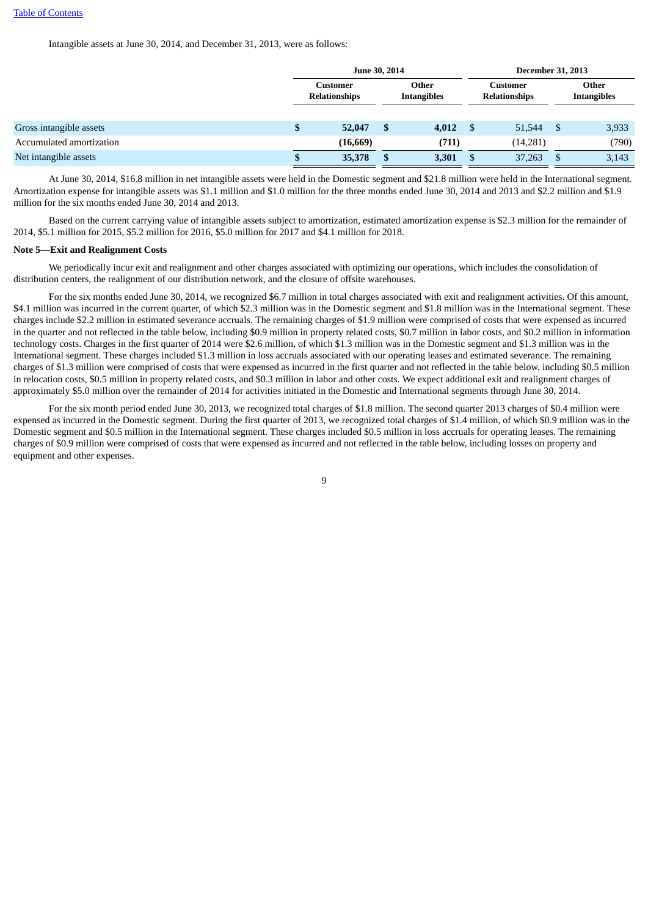[Table of Contents](#)

Intangible assets at June 30, 2014, and December 31, 2013, were as follows:

| | June 30, 2014 | | December 31, 2013 | |
|---|---|---|---|---|
| | **Customer Relationships** | **Other Intangibles** | **Customer Relationships** | **Other Intangibles** |
| Gross intangible assets | **$ 52,047** | **$ 4,012** | $ 51,544 | $ 3,933 |
| Accumulated amortization | **(16,669)** | **(711)** | (14,281) | (790) |
| Net intangible assets | **$ 35,378** | **$ 3,301** | $ 37,263 | $ 3,143 |

At June 30, 2014, $16.8 million in net intangible assets were held in the Domestic segment and $21.8 million were held in the International segment. Amortization expense for intangible assets was $1.1 million and $1.0 million for the three months ended June 30, 2014 and 2013 and $2.2 million and $1.9 million for the six months ended June 30, 2014 and 2013.

Based on the current carrying value of intangible assets subject to amortization, estimated amortization expense is $2.3 million for the remainder of 2014, $5.1 million for 2015, $5.2 million for 2016, $5.0 million for 2017 and $4.1 million for 2018.

**Note 5—Exit and Realignment Costs**

We periodically incur exit and realignment and other charges associated with optimizing our operations, which includes the consolidation of distribution centers, the realignment of our distribution network, and the closure of offsite warehouses.

For the six months ended June 30, 2014, we recognized $6.7 million in total charges associated with exit and realignment activities. Of this amount, $4.1 million was incurred in the current quarter, of which $2.3 million was in the Domestic segment and $1.8 million was in the International segment. These charges include $2.2 million in estimated severance accruals. The remaining charges of $1.9 million were comprised of costs that were expensed as incurred in the quarter and not reflected in the table below, including $0.9 million in property related costs, $0.7 million in labor costs, and $0.2 million in information technology costs. Charges in the first quarter of 2014 were $2.6 million, of which $1.3 million was in the Domestic segment and $1.3 million was in the International segment. These charges included $1.3 million in loss accruals associated with our operating leases and estimated severance. The remaining charges of $1.3 million were comprised of costs that were expensed as incurred in the first quarter and not reflected in the table below, including $0.5 million in relocation costs, $0.5 million in property related costs, and $0.3 million in labor and other costs. We expect additional exit and realignment charges of approximately $5.0 million over the remainder of 2014 for activities initiated in the Domestic and International segments through June 30, 2014.

For the six month period ended June 30, 2013, we recognized total charges of $1.8 million. The second quarter 2013 charges of $0.4 million were expensed as incurred in the Domestic segment. During the first quarter of 2013, we recognized total charges of $1.4 million, of which $0.9 million was in the Domestic segment and $0.5 million in the International segment. These charges included $0.5 million in loss accruals for operating leases. The remaining charges of $0.9 million were comprised of costs that were expensed as incurred and not reflected in the table below, including losses on property and equipment and other expenses.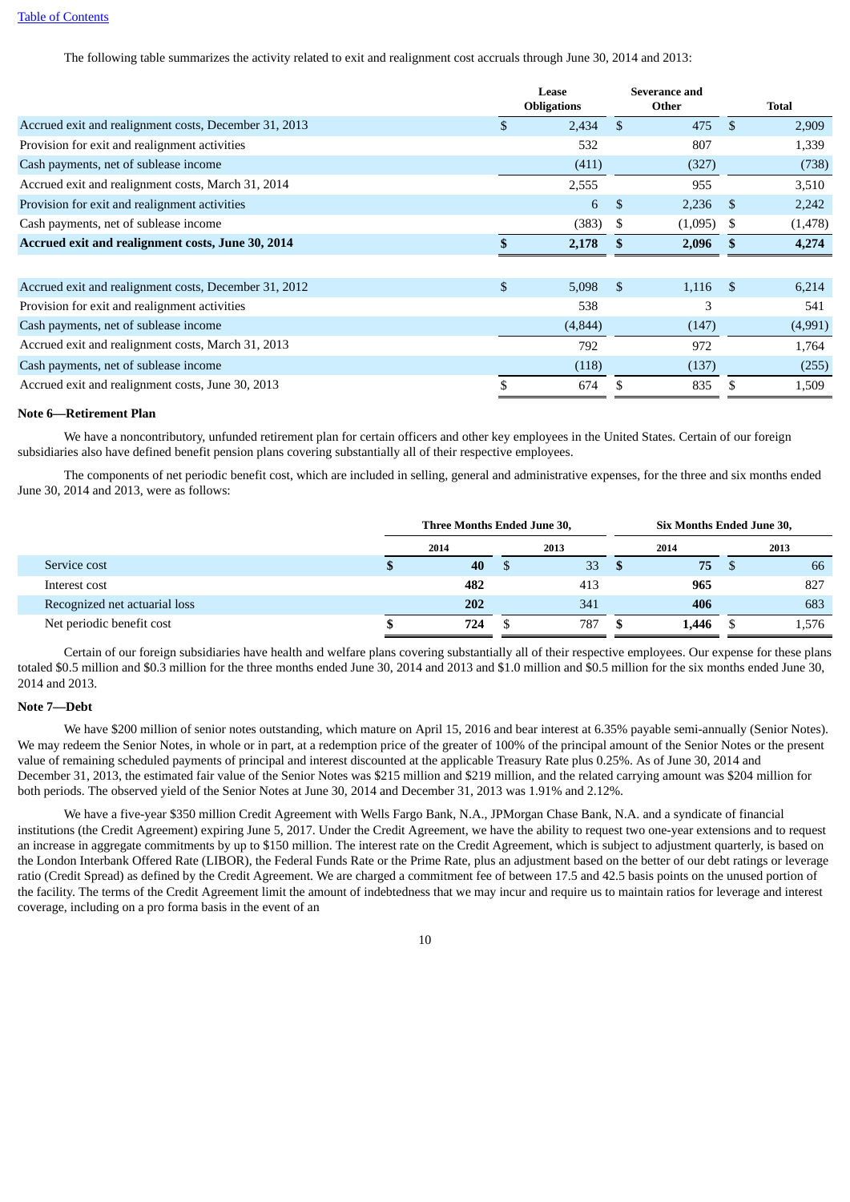The following table summarizes the activity related to exit and realignment cost accruals through June 30, 2014 and 2013:

| | Lease Obligations | Severance and Other | Total |
|---|---|---|---|
| Accrued exit and realignment costs, December 31, 2013 | $ 2,434 | $ 475 | $ 2,909 |
| Provision for exit and realignment activities | 532 | 807 | 1,339 |
| Cash payments, net of sublease income | (411) | (327) | (738) |
| Accrued exit and realignment costs, March 31, 2014 | 2,555 | 955 | 3,510 |
| Provision for exit and realignment activities | 6 | $ 2,236 | $ 2,242 |
| Cash payments, net of sublease income | (383) | $ (1,095) | $ (1,478) |
| **Accrued exit and realignment costs, June 30, 2014** | **$ 2,178** | **$ 2,096** | **$ 4,274** |
| | | | |
| Accrued exit and realignment costs, December 31, 2012 | $ 5,098 | $ 1,116 | $ 6,214 |
| Provision for exit and realignment activities | 538 | 3 | 541 |
| Cash payments, net of sublease income | (4,844) | (147) | (4,991) |
| Accrued exit and realignment costs, March 31, 2013 | 792 | 972 | 1,764 |
| Cash payments, net of sublease income | (118) | (137) | (255) |
| Accrued exit and realignment costs, June 30, 2013 | $ 674 | $ 835 | $ 1,509 |

**Note 6—Retirement Plan**

We have a noncontributory, unfunded retirement plan for certain officers and other key employees in the United States. Certain of our foreign subsidiaries also have defined benefit pension plans covering substantially all of their respective employees.

The components of net periodic benefit cost, which are included in selling, general and administrative expenses, for the three and six months ended June 30, 2014 and 2013, were as follows:

| | Three Months Ended June 30, | | Six Months Ended June 30, | |
|---|---|---|---|---|
| | 2014 | 2013 | 2014 | 2013 |
| Service cost | **$ 40** | $ 33 | **$ 75** | $ 66 |
| Interest cost | **482** | 413 | **965** | 827 |
| Recognized net actuarial loss | **202** | 341 | **406** | 683 |
| Net periodic benefit cost | **$ 724** | $ 787 | **$ 1,446** | $ 1,576 |

Certain of our foreign subsidiaries have health and welfare plans covering substantially all of their respective employees. Our expense for these plans totaled $0.5 million and $0.3 million for the three months ended June 30, 2014 and 2013 and $1.0 million and $0.5 million for the six months ended June 30, 2014 and 2013.

**Note 7—Debt**

We have $200 million of senior notes outstanding, which mature on April 15, 2016 and bear interest at 6.35% payable semi-annually (Senior Notes). We may redeem the Senior Notes, in whole or in part, at a redemption price of the greater of 100% of the principal amount of the Senior Notes or the present value of remaining scheduled payments of principal and interest discounted at the applicable Treasury Rate plus 0.25%. As of June 30, 2014 and December 31, 2013, the estimated fair value of the Senior Notes was $215 million and $219 million, and the related carrying amount was $204 million for both periods. The observed yield of the Senior Notes at June 30, 2014 and December 31, 2013 was 1.91% and 2.12%.

We have a five-year $350 million Credit Agreement with Wells Fargo Bank, N.A., JPMorgan Chase Bank, N.A. and a syndicate of financial institutions (the Credit Agreement) expiring June 5, 2017. Under the Credit Agreement, we have the ability to request two one-year extensions and to request an increase in aggregate commitments by up to $150 million. The interest rate on the Credit Agreement, which is subject to adjustment quarterly, is based on the London Interbank Offered Rate (LIBOR), the Federal Funds Rate or the Prime Rate, plus an adjustment based on the better of our debt ratings or leverage ratio (Credit Spread) as defined by the Credit Agreement. We are charged a commitment fee of between 17.5 and 42.5 basis points on the unused portion of the facility. The terms of the Credit Agreement limit the amount of indebtedness that we may incur and require us to maintain ratios for leverage and interest coverage, including on a pro forma basis in the event of an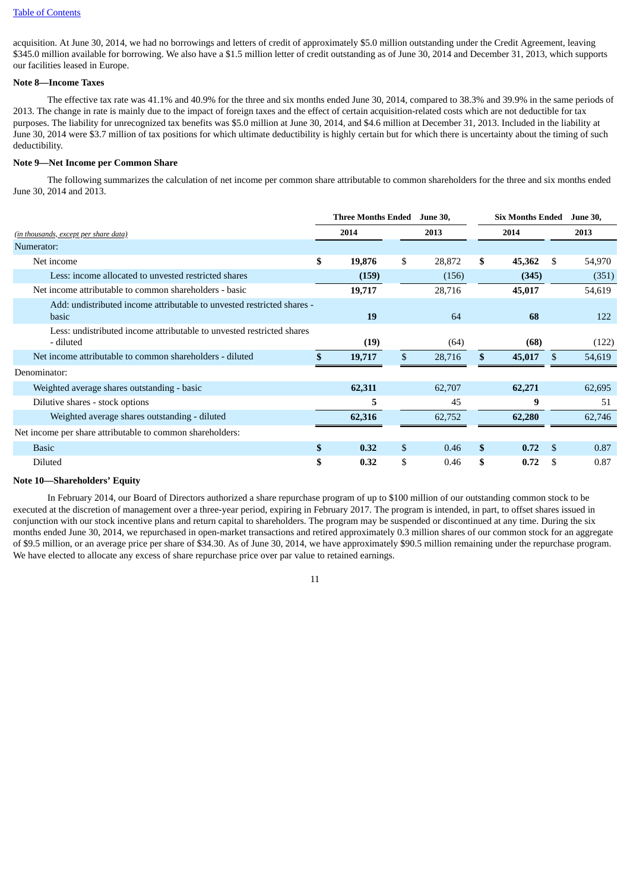acquisition. At June 30, 2014, we had no borrowings and letters of credit of approximately $5.0 million outstanding under the Credit Agreement, leaving $345.0 million available for borrowing. We also have a $1.5 million letter of credit outstanding as of June 30, 2014 and December 31, 2013, which supports our facilities leased in Europe.

**Note 8—Income Taxes**

The effective tax rate was 41.1% and 40.9% for the three and six months ended June 30, 2014, compared to 38.3% and 39.9% in the same periods of 2013. The change in rate is mainly due to the impact of foreign taxes and the effect of certain acquisition-related costs which are not deductible for tax purposes. The liability for unrecognized tax benefits was $5.0 million at June 30, 2014, and $4.6 million at December 31, 2013. Included in the liability at June 30, 2014 were $3.7 million of tax positions for which ultimate deductibility is highly certain but for which there is uncertainty about the timing of such deductibility.

**Note 9—Net Income per Common Share**

The following summarizes the calculation of net income per common share attributable to common shareholders for the three and six months ended June 30, 2014 and 2013.

| *(in thousands, except per share data)* | Three Months Ended June 30, | | Six Months Ended June 30, | |
|---|---|---|---|---|
| | **2014** | 2013 | **2014** | 2013 |
| Numerator: | | | | |
| Net income | **$ 19,876** | $ 28,872 | **$ 45,362** | $ 54,970 |
| Less: income allocated to unvested restricted shares | **(159)** | (156) | **(345)** | (351) |
| Net income attributable to common shareholders - basic | **19,717** | 28,716 | **45,017** | 54,619 |
| Add: undistributed income attributable to unvested restricted shares - basic | **19** | 64 | **68** | 122 |
| Less: undistributed income attributable to unvested restricted shares - diluted | **(19)** | (64) | **(68)** | (122) |
| Net income attributable to common shareholders - diluted | **$ 19,717** | $ 28,716 | **$ 45,017** | $ 54,619 |
| Denominator: | | | | |
| Weighted average shares outstanding - basic | **62,311** | 62,707 | **62,271** | 62,695 |
| Dilutive shares - stock options | **5** | 45 | **9** | 51 |
| Weighted average shares outstanding - diluted | **62,316** | 62,752 | **62,280** | 62,746 |
| Net income per share attributable to common shareholders: | | | | |
| Basic | **$ 0.32** | $ 0.46 | **$ 0.72** | $ 0.87 |
| Diluted | **$ 0.32** | $ 0.46 | **$ 0.72** | $ 0.87 |

**Note 10—Shareholders' Equity**

In February 2014, our Board of Directors authorized a share repurchase program of up to $100 million of our outstanding common stock to be executed at the discretion of management over a three-year period, expiring in February 2017. The program is intended, in part, to offset shares issued in conjunction with our stock incentive plans and return capital to shareholders. The program may be suspended or discontinued at any time. During the six months ended June 30, 2014, we repurchased in open-market transactions and retired approximately 0.3 million shares of our common stock for an aggregate of $9.5 million, or an average price per share of $34.30. As of June 30, 2014, we have approximately $90.5 million remaining under the repurchase program. We have elected to allocate any excess of share repurchase price over par value to retained earnings.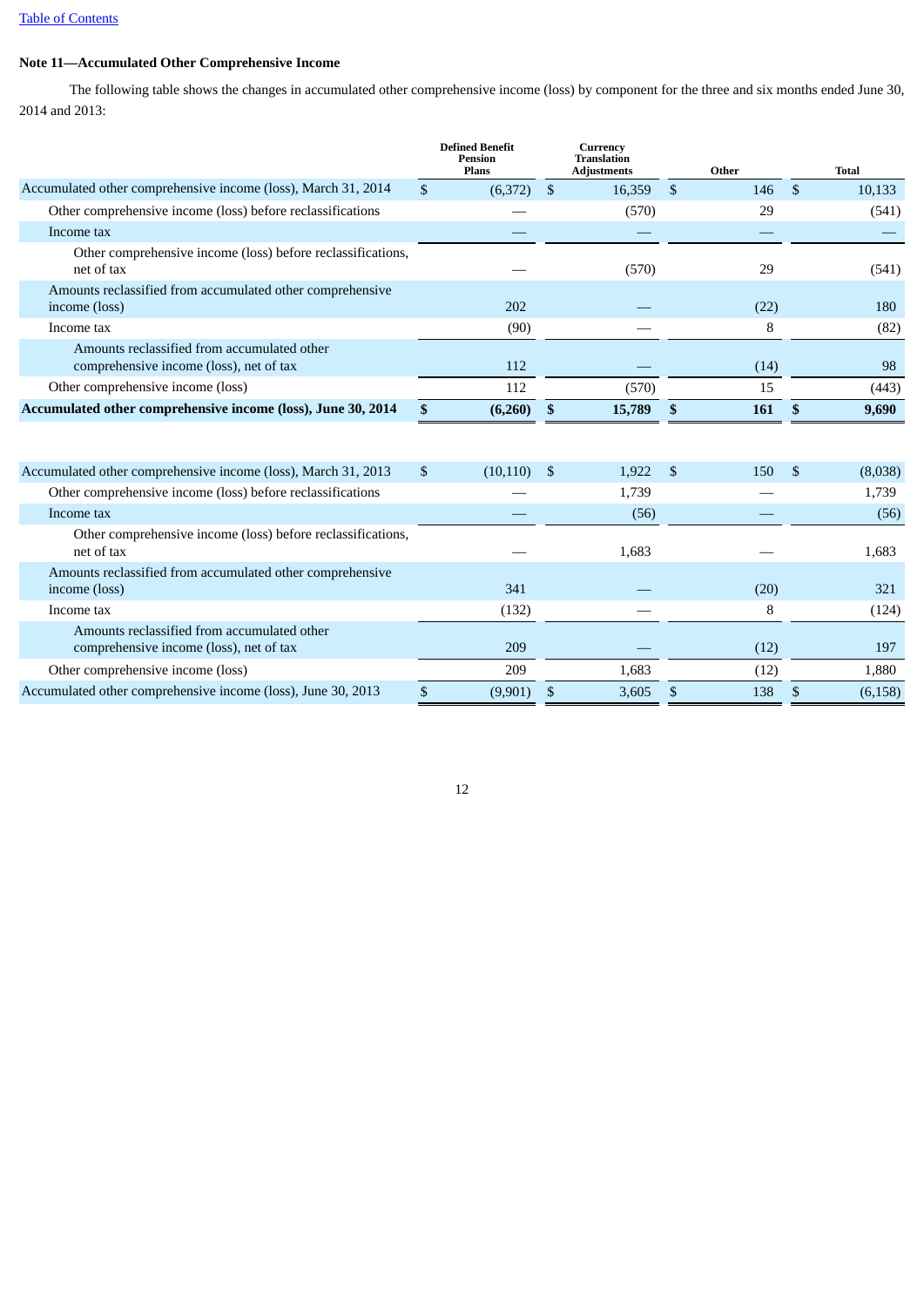[Table of Contents](#)

**Note 11—Accumulated Other Comprehensive Income**

The following table shows the changes in accumulated other comprehensive income (loss) by component for the three and six months ended June 30, 2014 and 2013:

| | Defined Benefit Pension Plans | Currency Translation Adjustments | Other | Total |
|---|---|---|---|---|
| Accumulated other comprehensive income (loss), March 31, 2014 | $ (6,372) | $ 16,359 | $ 146 | $ 10,133 |
| Other comprehensive income (loss) before reclassifications | — | (570) | 29 | (541) |
| Income tax | — | — | — | — |
| Other comprehensive income (loss) before reclassifications, net of tax | — | (570) | 29 | (541) |
| Amounts reclassified from accumulated other comprehensive income (loss) | 202 | — | (22) | 180 |
| Income tax | (90) | — | 8 | (82) |
| Amounts reclassified from accumulated other comprehensive income (loss), net of tax | 112 | — | (14) | 98 |
| Other comprehensive income (loss) | 112 | (570) | 15 | (443) |
| **Accumulated other comprehensive income (loss), June 30, 2014** | **$ (6,260)** | **$ 15,789** | **$ 161** | **$ 9,690** |
| | | | | |
| Accumulated other comprehensive income (loss), March 31, 2013 | $ (10,110) | $ 1,922 | $ 150 | $ (8,038) |
| Other comprehensive income (loss) before reclassifications | — | 1,739 | — | 1,739 |
| Income tax | — | (56) | — | (56) |
| Other comprehensive income (loss) before reclassifications, net of tax | — | 1,683 | — | 1,683 |
| Amounts reclassified from accumulated other comprehensive income (loss) | 341 | — | (20) | 321 |
| Income tax | (132) | — | 8 | (124) |
| Amounts reclassified from accumulated other comprehensive income (loss), net of tax | 209 | — | (12) | 197 |
| Other comprehensive income (loss) | 209 | 1,683 | (12) | 1,880 |
| Accumulated other comprehensive income (loss), June 30, 2013 | $ (9,901) | $ 3,605 | $ 138 | $ (6,158) |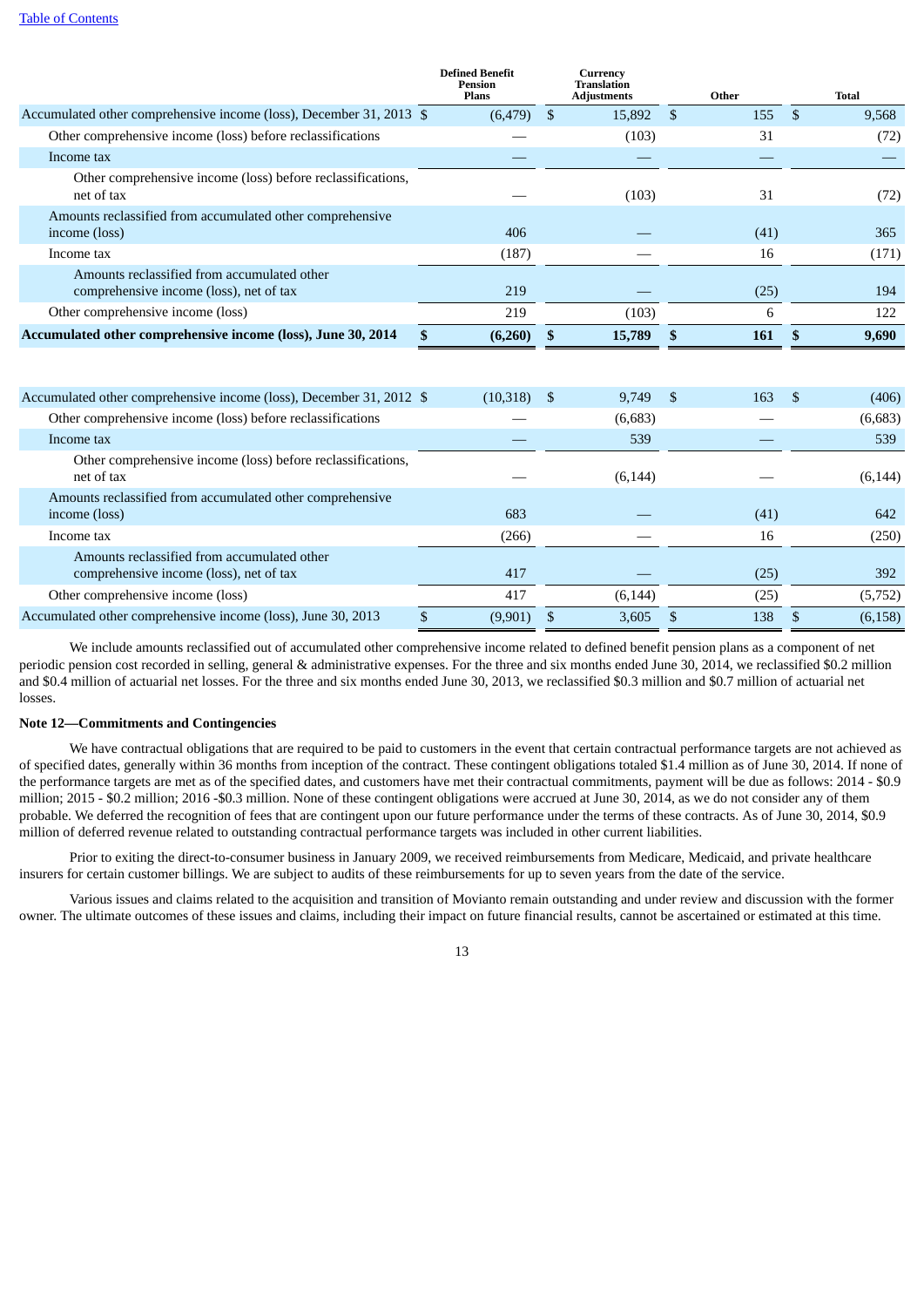[Table of Contents](#)

| | Defined Benefit Pension Plans | Currency Translation Adjustments | Other | Total |
|---|---|---|---|---|
| Accumulated other comprehensive income (loss), December 31, 2013 | $ (6,479) | $ 15,892 | $ 155 | $ 9,568 |
| Other comprehensive income (loss) before reclassifications | — | (103) | 31 | (72) |
| Income tax | — | — | — | — |
| Other comprehensive income (loss) before reclassifications, net of tax | — | (103) | 31 | (72) |
| Amounts reclassified from accumulated other comprehensive income (loss) | 406 | — | (41) | 365 |
| Income tax | (187) | — | 16 | (171) |
| Amounts reclassified from accumulated other comprehensive income (loss), net of tax | 219 | — | (25) | 194 |
| Other comprehensive income (loss) | 219 | (103) | 6 | 122 |
| **Accumulated other comprehensive income (loss), June 30, 2014** | **$ (6,260)** | **$ 15,789** | **$ 161** | **$ 9,690** |
| | | | | |
| Accumulated other comprehensive income (loss), December 31, 2012 | $ (10,318) | $ 9,749 | $ 163 | $ (406) |
| Other comprehensive income (loss) before reclassifications | — | (6,683) | — | (6,683) |
| Income tax | — | 539 | — | 539 |
| Other comprehensive income (loss) before reclassifications, net of tax | — | (6,144) | — | (6,144) |
| Amounts reclassified from accumulated other comprehensive income (loss) | 683 | — | (41) | 642 |
| Income tax | (266) | — | 16 | (250) |
| Amounts reclassified from accumulated other comprehensive income (loss), net of tax | 417 | — | (25) | 392 |
| Other comprehensive income (loss) | 417 | (6,144) | (25) | (5,752) |
| Accumulated other comprehensive income (loss), June 30, 2013 | $ (9,901) | $ 3,605 | $ 138 | $ (6,158) |

We include amounts reclassified out of accumulated other comprehensive income related to defined benefit pension plans as a component of net periodic pension cost recorded in selling, general & administrative expenses. For the three and six months ended June 30, 2014, we reclassified $0.2 million and $0.4 million of actuarial net losses. For the three and six months ended June 30, 2013, we reclassified $0.3 million and $0.7 million of actuarial net losses.

**Note 12—Commitments and Contingencies**

We have contractual obligations that are required to be paid to customers in the event that certain contractual performance targets are not achieved as of specified dates, generally within 36 months from inception of the contract. These contingent obligations totaled $1.4 million as of June 30, 2014. If none of the performance targets are met as of the specified dates, and customers have met their contractual commitments, payment will be due as follows: 2014 - $0.9 million; 2015 - $0.2 million; 2016 -$0.3 million. None of these contingent obligations were accrued at June 30, 2014, as we do not consider any of them probable. We deferred the recognition of fees that are contingent upon our future performance under the terms of these contracts. As of June 30, 2014, $0.9 million of deferred revenue related to outstanding contractual performance targets was included in other current liabilities.

Prior to exiting the direct-to-consumer business in January 2009, we received reimbursements from Medicare, Medicaid, and private healthcare insurers for certain customer billings. We are subject to audits of these reimbursements for up to seven years from the date of the service.

Various issues and claims related to the acquisition and transition of Movianto remain outstanding and under review and discussion with the former owner. The ultimate outcomes of these issues and claims, including their impact on future financial results, cannot be ascertained or estimated at this time.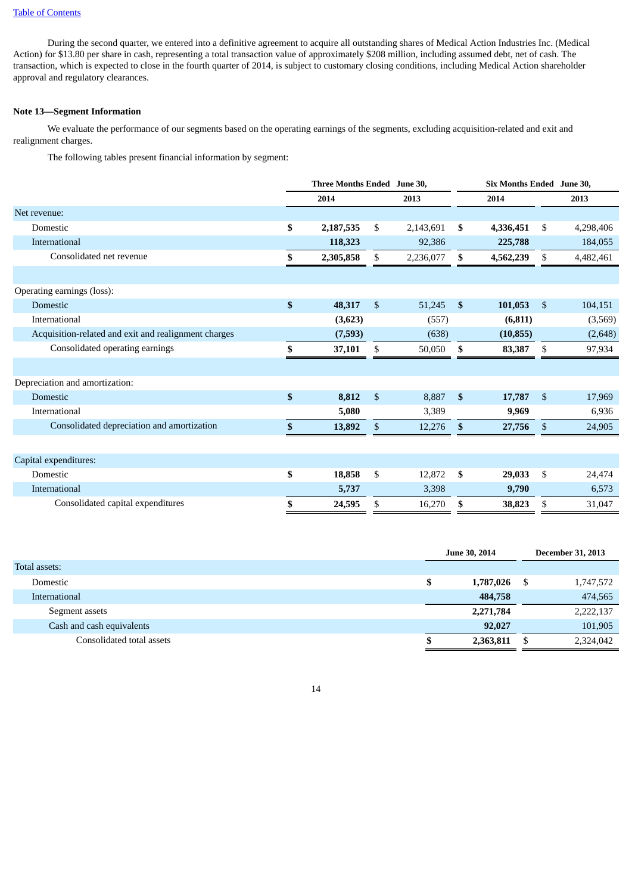During the second quarter, we entered into a definitive agreement to acquire all outstanding shares of Medical Action Industries Inc. (Medical Action) for $13.80 per share in cash, representing a total transaction value of approximately $208 million, including assumed debt, net of cash. The transaction, which is expected to close in the fourth quarter of 2014, is subject to customary closing conditions, including Medical Action shareholder approval and regulatory clearances.

**Note 13—Segment Information**

We evaluate the performance of our segments based on the operating earnings of the segments, excluding acquisition-related and exit and realignment charges.

The following tables present financial information by segment:

| | Three Months Ended June 30, | | Six Months Ended June 30, | |
|---|---|---|---|---|
| | 2014 | 2013 | 2014 | 2013 |
| Net revenue: | | | | |
| Domestic | $ 2,187,535 | $ 2,143,691 | $ 4,336,451 | $ 4,298,406 |
| International | 118,323 | 92,386 | 225,788 | 184,055 |
| Consolidated net revenue | $ 2,305,858 | $ 2,236,077 | $ 4,562,239 | $ 4,482,461 |
| | | | | |
| Operating earnings (loss): | | | | |
| Domestic | $ 48,317 | $ 51,245 | $ 101,053 | $ 104,151 |
| International | (3,623) | (557) | (6,811) | (3,569) |
| Acquisition-related and exit and realignment charges | (7,593) | (638) | (10,855) | (2,648) |
| Consolidated operating earnings | $ 37,101 | $ 50,050 | $ 83,387 | $ 97,934 |
| | | | | |
| Depreciation and amortization: | | | | |
| Domestic | $ 8,812 | $ 8,887 | $ 17,787 | $ 17,969 |
| International | 5,080 | 3,389 | 9,969 | 6,936 |
| Consolidated depreciation and amortization | $ 13,892 | $ 12,276 | $ 27,756 | $ 24,905 |
| | | | | |
| Capital expenditures: | | | | |
| Domestic | $ 18,858 | $ 12,872 | $ 29,033 | $ 24,474 |
| International | 5,737 | 3,398 | 9,790 | 6,573 |
| Consolidated capital expenditures | $ 24,595 | $ 16,270 | $ 38,823 | $ 31,047 |

| | June 30, 2014 | December 31, 2013 |
|---|---|---|
| Total assets: | | |
| Domestic | $ 1,787,026 | $ 1,747,572 |
| International | 484,758 | 474,565 |
| Segment assets | 2,271,784 | 2,222,137 |
| Cash and cash equivalents | 92,027 | 101,905 |
| Consolidated total assets | $ 2,363,811 | $ 2,324,042 |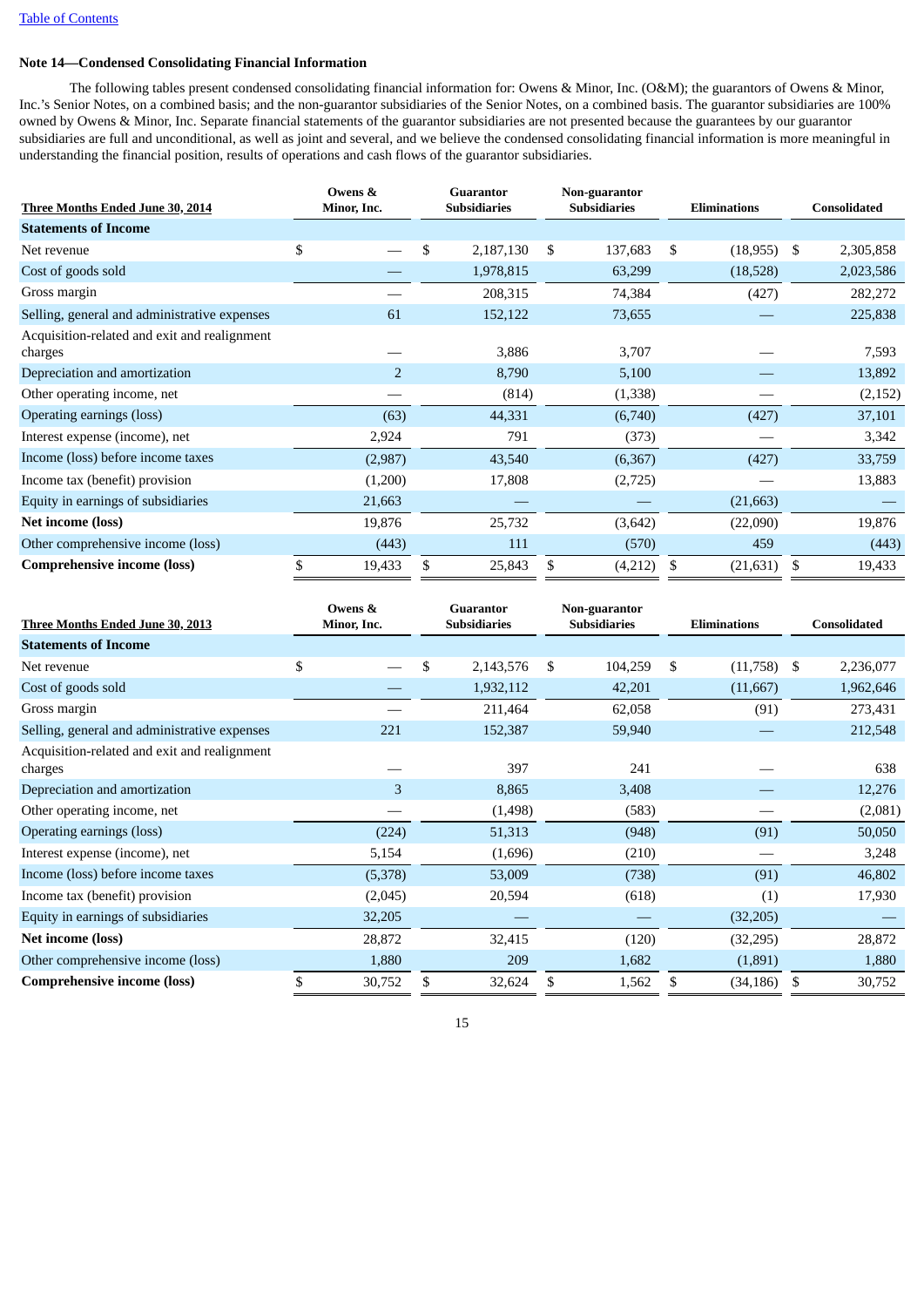Table of Contents

**Note 14—Condensed Consolidating Financial Information**

The following tables present condensed consolidating financial information for: Owens & Minor, Inc. (O&M); the guarantors of Owens & Minor, Inc.'s Senior Notes, on a combined basis; and the non-guarantor subsidiaries of the Senior Notes, on a combined basis. The guarantor subsidiaries are 100% owned by Owens & Minor, Inc. Separate financial statements of the guarantor subsidiaries are not presented because the guarantees by our guarantor subsidiaries are full and unconditional, as well as joint and several, and we believe the condensed consolidating financial information is more meaningful in understanding the financial position, results of operations and cash flows of the guarantor subsidiaries.

| Three Months Ended June 30, 2014 | Owens & Minor, Inc. | Guarantor Subsidiaries | Non-guarantor Subsidiaries | Eliminations | Consolidated |
|---|---|---|---|---|---|
| **Statements of Income** | | | | | |
| Net revenue | $ — | $ 2,187,130 | $ 137,683 | $ (18,955) | $ 2,305,858 |
| Cost of goods sold | — | 1,978,815 | 63,299 | (18,528) | 2,023,586 |
| Gross margin | — | 208,315 | 74,384 | (427) | 282,272 |
| Selling, general and administrative expenses | 61 | 152,122 | 73,655 | — | 225,838 |
| Acquisition-related and exit and realignment charges | — | 3,886 | 3,707 | — | 7,593 |
| Depreciation and amortization | 2 | 8,790 | 5,100 | — | 13,892 |
| Other operating income, net | — | (814) | (1,338) | — | (2,152) |
| Operating earnings (loss) | (63) | 44,331 | (6,740) | (427) | 37,101 |
| Interest expense (income), net | 2,924 | 791 | (373) | — | 3,342 |
| Income (loss) before income taxes | (2,987) | 43,540 | (6,367) | (427) | 33,759 |
| Income tax (benefit) provision | (1,200) | 17,808 | (2,725) | — | 13,883 |
| Equity in earnings of subsidiaries | 21,663 | — | — | (21,663) | — |
| **Net income (loss)** | 19,876 | 25,732 | (3,642) | (22,090) | 19,876 |
| Other comprehensive income (loss) | (443) | 111 | (570) | 459 | (443) |
| **Comprehensive income (loss)** | $ 19,433 | $ 25,843 | $ (4,212) | $ (21,631) | $ 19,433 |

| Three Months Ended June 30, 2013 | Owens & Minor, Inc. | Guarantor Subsidiaries | Non-guarantor Subsidiaries | Eliminations | Consolidated |
|---|---|---|---|---|---|
| **Statements of Income** | | | | | |
| Net revenue | $ — | $ 2,143,576 | $ 104,259 | $ (11,758) | $ 2,236,077 |
| Cost of goods sold | — | 1,932,112 | 42,201 | (11,667) | 1,962,646 |
| Gross margin | — | 211,464 | 62,058 | (91) | 273,431 |
| Selling, general and administrative expenses | 221 | 152,387 | 59,940 | — | 212,548 |
| Acquisition-related and exit and realignment charges | — | 397 | 241 | — | 638 |
| Depreciation and amortization | 3 | 8,865 | 3,408 | — | 12,276 |
| Other operating income, net | — | (1,498) | (583) | — | (2,081) |
| Operating earnings (loss) | (224) | 51,313 | (948) | (91) | 50,050 |
| Interest expense (income), net | 5,154 | (1,696) | (210) | — | 3,248 |
| Income (loss) before income taxes | (5,378) | 53,009 | (738) | (91) | 46,802 |
| Income tax (benefit) provision | (2,045) | 20,594 | (618) | (1) | 17,930 |
| Equity in earnings of subsidiaries | 32,205 | — | — | (32,205) | — |
| **Net income (loss)** | 28,872 | 32,415 | (120) | (32,295) | 28,872 |
| Other comprehensive income (loss) | 1,880 | 209 | 1,682 | (1,891) | 1,880 |
| **Comprehensive income (loss)** | $ 30,752 | $ 32,624 | $ 1,562 | $ (34,186) | $ 30,752 |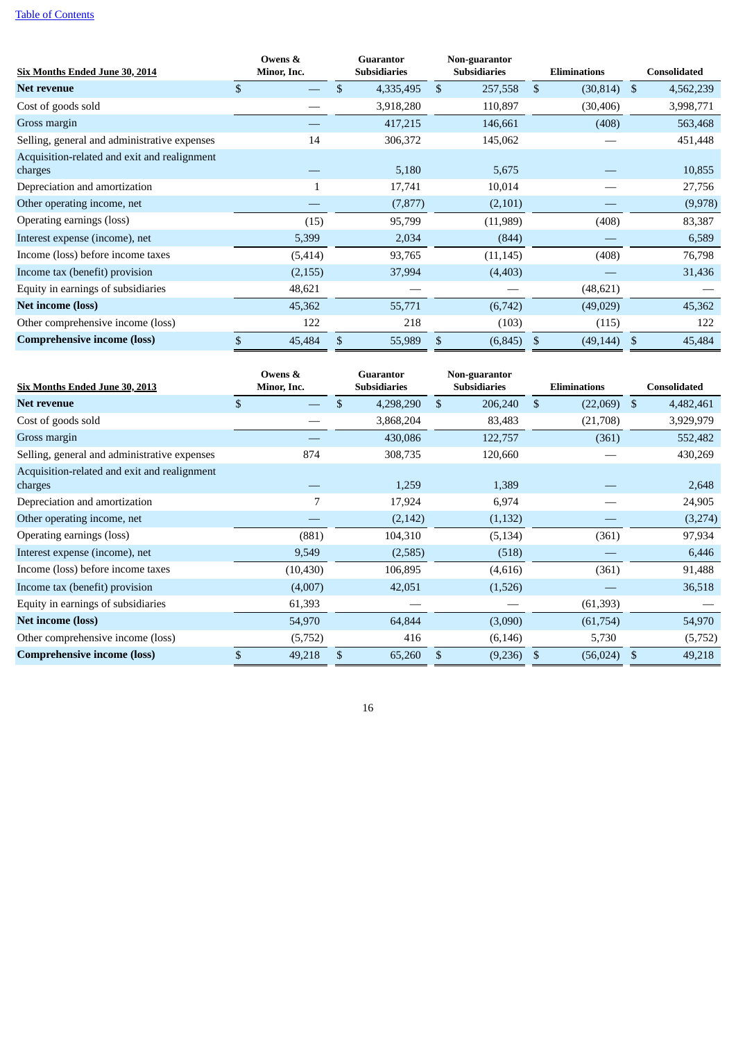| Six Months Ended June 30, 2014 | Owens & Minor, Inc. | Guarantor Subsidiaries | Non-guarantor Subsidiaries | Eliminations | Consolidated |
|---|---|---|---|---|---|
| **Net revenue** | $ — | $ 4,335,495 | $ 257,558 | $ (30,814) | $ 4,562,239 |
| Cost of goods sold | — | 3,918,280 | 110,897 | (30,406) | 3,998,771 |
| Gross margin | — | 417,215 | 146,661 | (408) | 563,468 |
| Selling, general and administrative expenses | 14 | 306,372 | 145,062 | — | 451,448 |
| Acquisition-related and exit and realignment charges | — | 5,180 | 5,675 | — | 10,855 |
| Depreciation and amortization | 1 | 17,741 | 10,014 | — | 27,756 |
| Other operating income, net | — | (7,877) | (2,101) | — | (9,978) |
| Operating earnings (loss) | (15) | 95,799 | (11,989) | (408) | 83,387 |
| Interest expense (income), net | 5,399 | 2,034 | (844) | — | 6,589 |
| Income (loss) before income taxes | (5,414) | 93,765 | (11,145) | (408) | 76,798 |
| Income tax (benefit) provision | (2,155) | 37,994 | (4,403) | — | 31,436 |
| Equity in earnings of subsidiaries | 48,621 | — | — | (48,621) | — |
| **Net income (loss)** | 45,362 | 55,771 | (6,742) | (49,029) | 45,362 |
| Other comprehensive income (loss) | 122 | 218 | (103) | (115) | 122 |
| **Comprehensive income (loss)** | $ 45,484 | $ 55,989 | $ (6,845) | $ (49,144) | $ 45,484 |

| Six Months Ended June 30, 2013 | Owens & Minor, Inc. | Guarantor Subsidiaries | Non-guarantor Subsidiaries | Eliminations | Consolidated |
|---|---|---|---|---|---|
| **Net revenue** | $ — | $ 4,298,290 | $ 206,240 | $ (22,069) | $ 4,482,461 |
| Cost of goods sold | — | 3,868,204 | 83,483 | (21,708) | 3,929,979 |
| Gross margin | — | 430,086 | 122,757 | (361) | 552,482 |
| Selling, general and administrative expenses | 874 | 308,735 | 120,660 | — | 430,269 |
| Acquisition-related and exit and realignment charges | — | 1,259 | 1,389 | — | 2,648 |
| Depreciation and amortization | 7 | 17,924 | 6,974 | — | 24,905 |
| Other operating income, net | — | (2,142) | (1,132) | — | (3,274) |
| Operating earnings (loss) | (881) | 104,310 | (5,134) | (361) | 97,934 |
| Interest expense (income), net | 9,549 | (2,585) | (518) | — | 6,446 |
| Income (loss) before income taxes | (10,430) | 106,895 | (4,616) | (361) | 91,488 |
| Income tax (benefit) provision | (4,007) | 42,051 | (1,526) | — | 36,518 |
| Equity in earnings of subsidiaries | 61,393 | — | — | (61,393) | — |
| **Net income (loss)** | 54,970 | 64,844 | (3,090) | (61,754) | 54,970 |
| Other comprehensive income (loss) | (5,752) | 416 | (6,146) | 5,730 | (5,752) |
| **Comprehensive income (loss)** | $ 49,218 | $ 65,260 | $ (9,236) | $ (56,024) | $ 49,218 |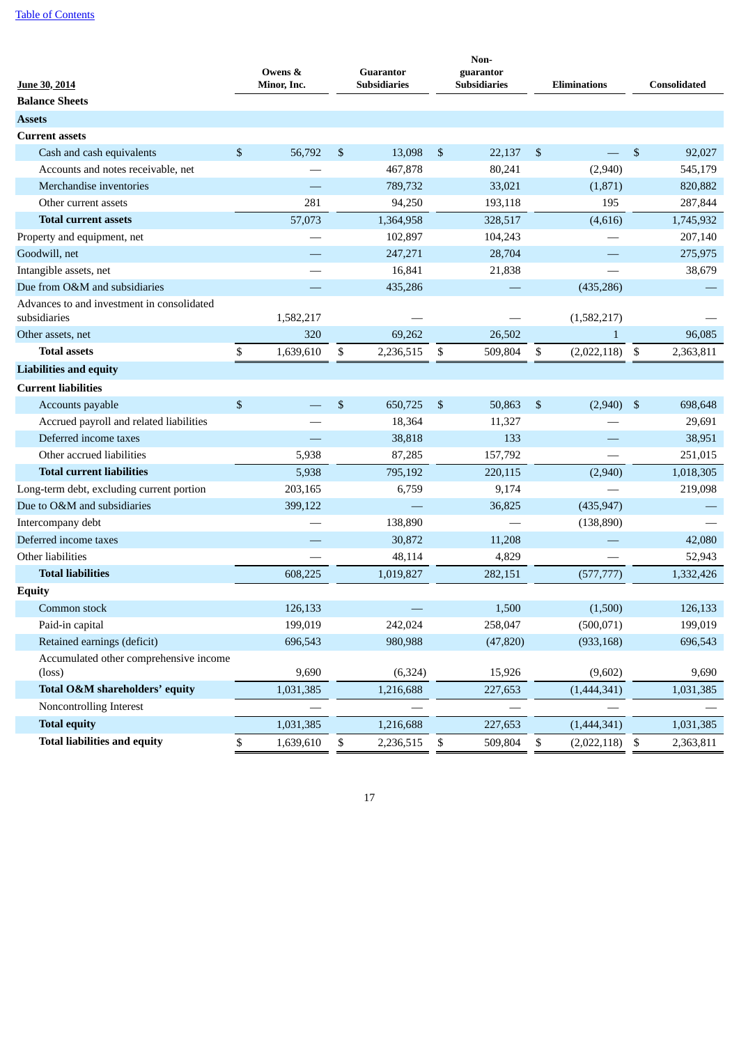| June 30, 2014 | Owens & Minor, Inc. | Guarantor Subsidiaries | Non-guarantor Subsidiaries | Eliminations | Consolidated |
|---|---|---|---|---|---|
| **Balance Sheets** | | | | | |
| **Assets** | | | | | |
| **Current assets** | | | | | |
| Cash and cash equivalents | $ 56,792 | $ 13,098 | $ 22,137 | $ — | $ 92,027 |
| Accounts and notes receivable, net | — | 467,878 | 80,241 | (2,940) | 545,179 |
| Merchandise inventories | — | 789,732 | 33,021 | (1,871) | 820,882 |
| Other current assets | 281 | 94,250 | 193,118 | 195 | 287,844 |
| **Total current assets** | 57,073 | 1,364,958 | 328,517 | (4,616) | 1,745,932 |
| Property and equipment, net | — | 102,897 | 104,243 | — | 207,140 |
| Goodwill, net | — | 247,271 | 28,704 | — | 275,975 |
| Intangible assets, net | — | 16,841 | 21,838 | — | 38,679 |
| Due from O&M and subsidiaries | — | 435,286 | — | (435,286) | — |
| Advances to and investment in consolidated subsidiaries | 1,582,217 | — | — | (1,582,217) | — |
| Other assets, net | 320 | 69,262 | 26,502 | 1 | 96,085 |
| **Total assets** | $ 1,639,610 | $ 2,236,515 | $ 509,804 | $ (2,022,118) | $ 2,363,811 |
| **Liabilities and equity** | | | | | |
| **Current liabilities** | | | | | |
| Accounts payable | $ — | $ 650,725 | $ 50,863 | $ (2,940) | $ 698,648 |
| Accrued payroll and related liabilities | — | 18,364 | 11,327 | — | 29,691 |
| Deferred income taxes | — | 38,818 | 133 | — | 38,951 |
| Other accrued liabilities | 5,938 | 87,285 | 157,792 | — | 251,015 |
| **Total current liabilities** | 5,938 | 795,192 | 220,115 | (2,940) | 1,018,305 |
| Long-term debt, excluding current portion | 203,165 | 6,759 | 9,174 | — | 219,098 |
| Due to O&M and subsidiaries | 399,122 | — | 36,825 | (435,947) | — |
| Intercompany debt | — | 138,890 | — | (138,890) | — |
| Deferred income taxes | — | 30,872 | 11,208 | — | 42,080 |
| Other liabilities | — | 48,114 | 4,829 | — | 52,943 |
| **Total liabilities** | 608,225 | 1,019,827 | 282,151 | (577,777) | 1,332,426 |
| **Equity** | | | | | |
| Common stock | 126,133 | — | 1,500 | (1,500) | 126,133 |
| Paid-in capital | 199,019 | 242,024 | 258,047 | (500,071) | 199,019 |
| Retained earnings (deficit) | 696,543 | 980,988 | (47,820) | (933,168) | 696,543 |
| Accumulated other comprehensive income (loss) | 9,690 | (6,324) | 15,926 | (9,602) | 9,690 |
| **Total O&M shareholders' equity** | 1,031,385 | 1,216,688 | 227,653 | (1,444,341) | 1,031,385 |
| Noncontrolling Interest | — | — | — | — | — |
| **Total equity** | 1,031,385 | 1,216,688 | 227,653 | (1,444,341) | 1,031,385 |
| **Total liabilities and equity** | $ 1,639,610 | $ 2,236,515 | $ 509,804 | $ (2,022,118) | $ 2,363,811 |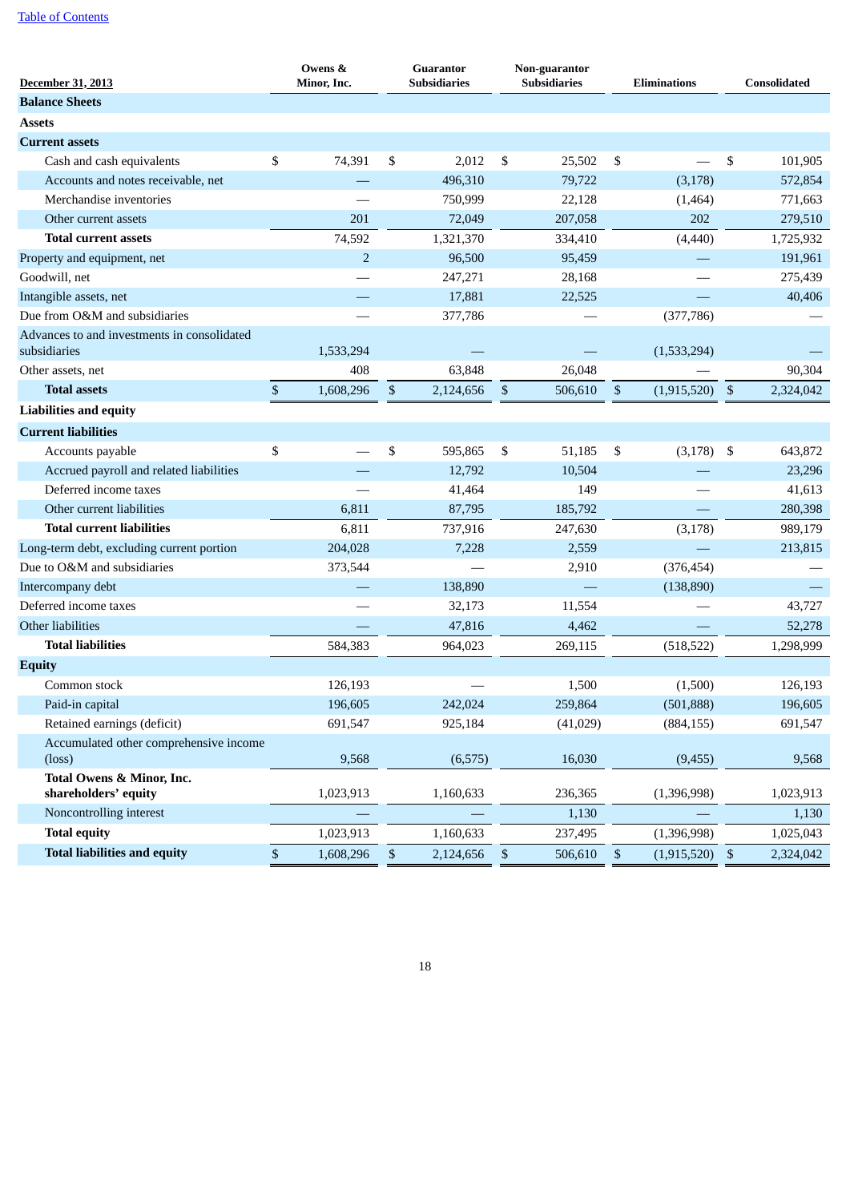| December 31, 2013 | Owens & Minor, Inc. | Guarantor Subsidiaries | Non-guarantor Subsidiaries | Eliminations | Consolidated |
|---|---|---|---|---|---|
| **Balance Sheets** | | | | | |
| **Assets** | | | | | |
| **Current assets** | | | | | |
| Cash and cash equivalents | $ 74,391 | $ 2,012 | $ 25,502 | $ — | $ 101,905 |
| Accounts and notes receivable, net | — | 496,310 | 79,722 | (3,178) | 572,854 |
| Merchandise inventories | — | 750,999 | 22,128 | (1,464) | 771,663 |
| Other current assets | 201 | 72,049 | 207,058 | 202 | 279,510 |
| **Total current assets** | 74,592 | 1,321,370 | 334,410 | (4,440) | 1,725,932 |
| Property and equipment, net | 2 | 96,500 | 95,459 | — | 191,961 |
| Goodwill, net | — | 247,271 | 28,168 | — | 275,439 |
| Intangible assets, net | — | 17,881 | 22,525 | — | 40,406 |
| Due from O&M and subsidiaries | — | 377,786 | — | (377,786) | — |
| Advances to and investments in consolidated subsidiaries | 1,533,294 | — | — | (1,533,294) | — |
| Other assets, net | 408 | 63,848 | 26,048 | — | 90,304 |
| **Total assets** | $ 1,608,296 | $ 2,124,656 | $ 506,610 | $ (1,915,520) | $ 2,324,042 |
| **Liabilities and equity** | | | | | |
| **Current liabilities** | | | | | |
| Accounts payable | $ — | $ 595,865 | $ 51,185 | $ (3,178) | $ 643,872 |
| Accrued payroll and related liabilities | — | 12,792 | 10,504 | — | 23,296 |
| Deferred income taxes | — | 41,464 | 149 | — | 41,613 |
| Other current liabilities | 6,811 | 87,795 | 185,792 | — | 280,398 |
| **Total current liabilities** | 6,811 | 737,916 | 247,630 | (3,178) | 989,179 |
| Long-term debt, excluding current portion | 204,028 | 7,228 | 2,559 | — | 213,815 |
| Due to O&M and subsidiaries | 373,544 | — | 2,910 | (376,454) | — |
| Intercompany debt | — | 138,890 | — | (138,890) | — |
| Deferred income taxes | — | 32,173 | 11,554 | — | 43,727 |
| Other liabilities | — | 47,816 | 4,462 | — | 52,278 |
| **Total liabilities** | 584,383 | 964,023 | 269,115 | (518,522) | 1,298,999 |
| **Equity** | | | | | |
| Common stock | 126,193 | — | 1,500 | (1,500) | 126,193 |
| Paid-in capital | 196,605 | 242,024 | 259,864 | (501,888) | 196,605 |
| Retained earnings (deficit) | 691,547 | 925,184 | (41,029) | (884,155) | 691,547 |
| Accumulated other comprehensive income (loss) | 9,568 | (6,575) | 16,030 | (9,455) | 9,568 |
| **Total Owens & Minor, Inc. shareholders' equity** | 1,023,913 | 1,160,633 | 236,365 | (1,396,998) | 1,023,913 |
| Noncontrolling interest | — | — | 1,130 | — | 1,130 |
| **Total equity** | 1,023,913 | 1,160,633 | 237,495 | (1,396,998) | 1,025,043 |
| **Total liabilities and equity** | $ 1,608,296 | $ 2,124,656 | $ 506,610 | $ (1,915,520) | $ 2,324,042 |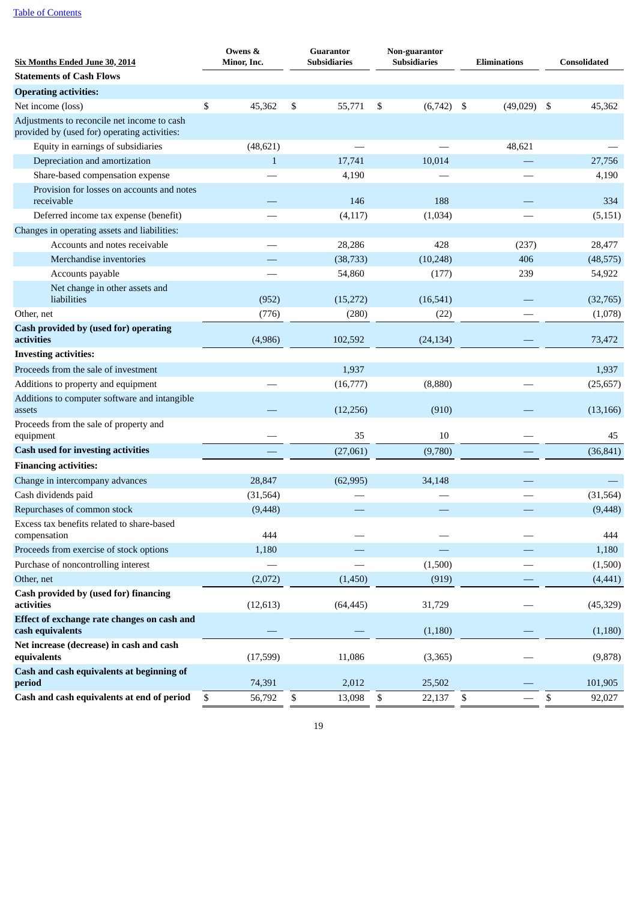| Six Months Ended June 30, 2014 | Owens & Minor, Inc. | Guarantor Subsidiaries | Non-guarantor Subsidiaries | Eliminations | Consolidated |
|---|---|---|---|---|---|
| **Statements of Cash Flows** | | | | | |
| **Operating activities:** | | | | | |
| Net income (loss) | $ 45,362 | $ 55,771 | $ (6,742) | $ (49,029) | $ 45,362 |
| Adjustments to reconcile net income to cash provided by (used for) operating activities: | | | | | |
| Equity in earnings of subsidiaries | (48,621) | — | — | 48,621 | — |
| Depreciation and amortization | 1 | 17,741 | 10,014 | — | 27,756 |
| Share-based compensation expense | — | 4,190 | — | — | 4,190 |
| Provision for losses on accounts and notes receivable | — | 146 | 188 | — | 334 |
| Deferred income tax expense (benefit) | — | (4,117) | (1,034) | — | (5,151) |
| Changes in operating assets and liabilities: | | | | | |
| Accounts and notes receivable | — | 28,286 | 428 | (237) | 28,477 |
| Merchandise inventories | — | (38,733) | (10,248) | 406 | (48,575) |
| Accounts payable | — | 54,860 | (177) | 239 | 54,922 |
| Net change in other assets and liabilities | (952) | (15,272) | (16,541) | — | (32,765) |
| Other, net | (776) | (280) | (22) | — | (1,078) |
| **Cash provided by (used for) operating activities** | (4,986) | 102,592 | (24,134) | — | 73,472 |
| **Investing activities:** | | | | | |
| Proceeds from the sale of investment | | 1,937 | | | 1,937 |
| Additions to property and equipment | — | (16,777) | (8,880) | — | (25,657) |
| Additions to computer software and intangible assets | — | (12,256) | (910) | — | (13,166) |
| Proceeds from the sale of property and equipment | — | 35 | 10 | — | 45 |
| **Cash used for investing activities** | — | (27,061) | (9,780) | — | (36,841) |
| **Financing activities:** | | | | | |
| Change in intercompany advances | 28,847 | (62,995) | 34,148 | — | — |
| Cash dividends paid | (31,564) | — | — | — | (31,564) |
| Repurchases of common stock | (9,448) | — | — | — | (9,448) |
| Excess tax benefits related to share-based compensation | 444 | — | — | — | 444 |
| Proceeds from exercise of stock options | 1,180 | — | — | — | 1,180 |
| Purchase of noncontrolling interest | — | — | (1,500) | — | (1,500) |
| Other, net | (2,072) | (1,450) | (919) | — | (4,441) |
| **Cash provided by (used for) financing activities** | (12,613) | (64,445) | 31,729 | — | (45,329) |
| **Effect of exchange rate changes on cash and cash equivalents** | — | — | (1,180) | — | (1,180) |
| **Net increase (decrease) in cash and cash equivalents** | (17,599) | 11,086 | (3,365) | — | (9,878) |
| **Cash and cash equivalents at beginning of period** | 74,391 | 2,012 | 25,502 | — | 101,905 |
| **Cash and cash equivalents at end of period** | $ 56,792 | $ 13,098 | $ 22,137 | $ — | $ 92,027 |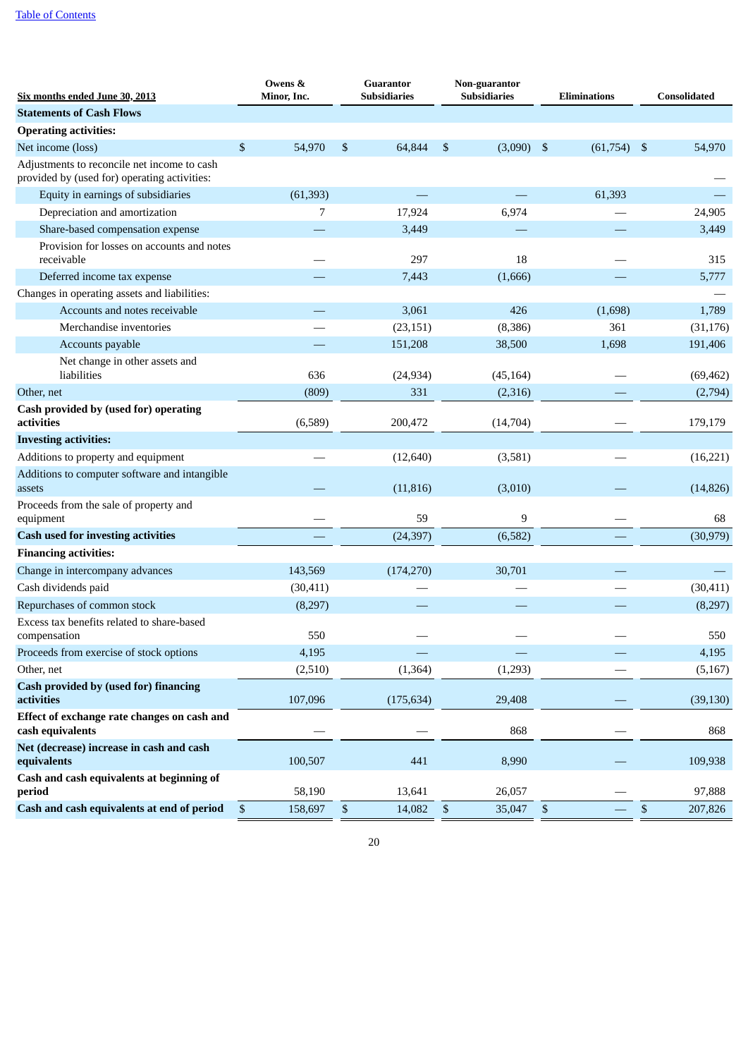| Six months ended June 30, 2013 | Owens & Minor, Inc. | Guarantor Subsidiaries | Non-guarantor Subsidiaries | Eliminations | Consolidated |
|---|---|---|---|---|---|
| **Statements of Cash Flows** | | | | | |
| **Operating activities:** | | | | | |
| Net income (loss) | $ 54,970 | $ 64,844 | $ (3,090) | $ (61,754) | $ 54,970 |
| Adjustments to reconcile net income to cash provided by (used for) operating activities: | | | | | — |
| Equity in earnings of subsidiaries | (61,393) | — | — | 61,393 | — |
| Depreciation and amortization | 7 | 17,924 | 6,974 | — | 24,905 |
| Share-based compensation expense | — | 3,449 | — | — | 3,449 |
| Provision for losses on accounts and notes receivable | — | 297 | 18 | — | 315 |
| Deferred income tax expense | — | 7,443 | (1,666) | — | 5,777 |
| Changes in operating assets and liabilities: | | | | | — |
| Accounts and notes receivable | — | 3,061 | 426 | (1,698) | 1,789 |
| Merchandise inventories | — | (23,151) | (8,386) | 361 | (31,176) |
| Accounts payable | — | 151,208 | 38,500 | 1,698 | 191,406 |
| Net change in other assets and liabilities | 636 | (24,934) | (45,164) | — | (69,462) |
| Other, net | (809) | 331 | (2,316) | — | (2,794) |
| **Cash provided by (used for) operating activities** | (6,589) | 200,472 | (14,704) | — | 179,179 |
| **Investing activities:** | | | | | |
| Additions to property and equipment | — | (12,640) | (3,581) | — | (16,221) |
| Additions to computer software and intangible assets | — | (11,816) | (3,010) | — | (14,826) |
| Proceeds from the sale of property and equipment | — | 59 | 9 | — | 68 |
| **Cash used for investing activities** | — | (24,397) | (6,582) | — | (30,979) |
| **Financing activities:** | | | | | |
| Change in intercompany advances | 143,569 | (174,270) | 30,701 | — | — |
| Cash dividends paid | (30,411) | — | — | — | (30,411) |
| Repurchases of common stock | (8,297) | — | — | — | (8,297) |
| Excess tax benefits related to share-based compensation | 550 | — | — | — | 550 |
| Proceeds from exercise of stock options | 4,195 | — | — | — | 4,195 |
| Other, net | (2,510) | (1,364) | (1,293) | — | (5,167) |
| **Cash provided by (used for) financing activities** | 107,096 | (175,634) | 29,408 | — | (39,130) |
| **Effect of exchange rate changes on cash and cash equivalents** | — | — | 868 | — | 868 |
| **Net (decrease) increase in cash and cash equivalents** | 100,507 | 441 | 8,990 | — | 109,938 |
| **Cash and cash equivalents at beginning of period** | 58,190 | 13,641 | 26,057 | — | 97,888 |
| **Cash and cash equivalents at end of period** | $ 158,697 | $ 14,082 | $ 35,047 | $ — | $ 207,826 |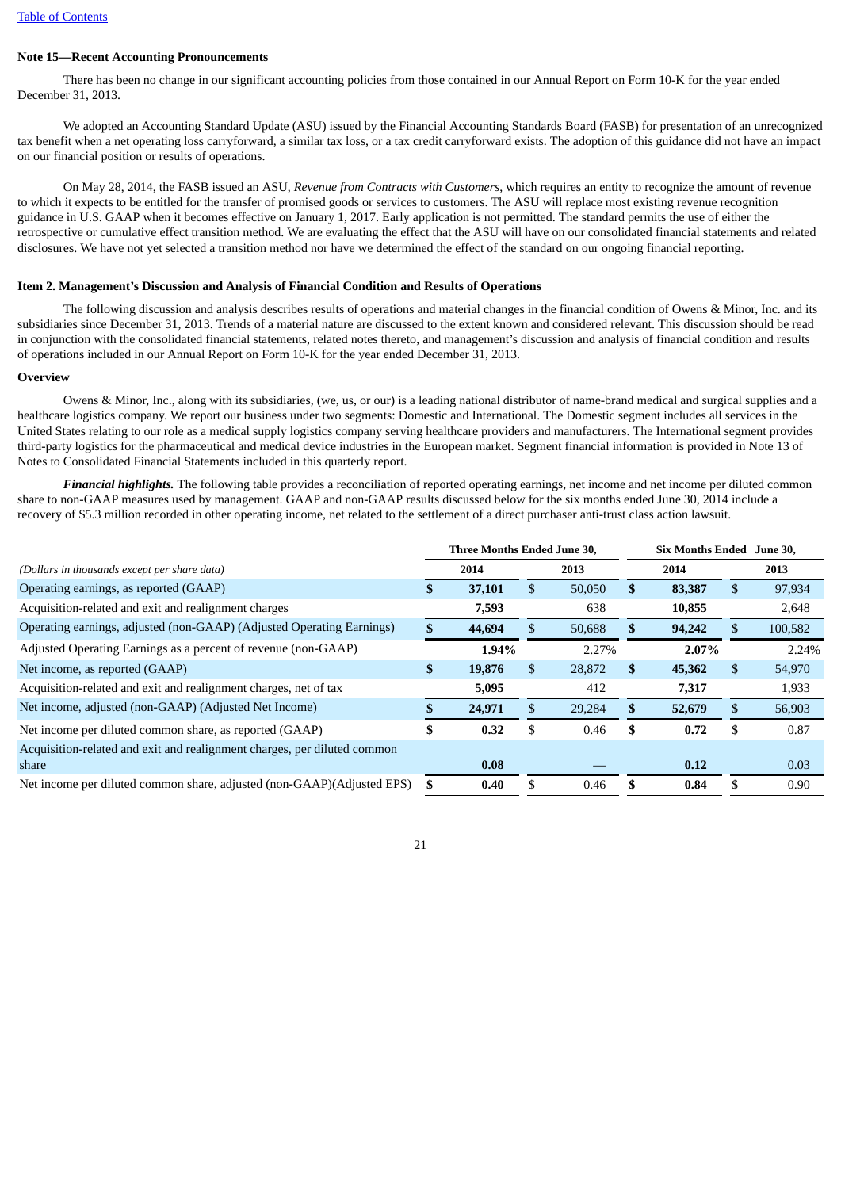### Note 15—Recent Accounting Pronouncements

There has been no change in our significant accounting policies from those contained in our Annual Report on Form 10-K for the year ended December 31, 2013.

We adopted an Accounting Standard Update (ASU) issued by the Financial Accounting Standards Board (FASB) for presentation of an unrecognized tax benefit when a net operating loss carryforward, a similar tax loss, or a tax credit carryforward exists. The adoption of this guidance did not have an impact on our financial position or results of operations.

On May 28, 2014, the FASB issued an ASU, *Revenue from Contracts with Customers*, which requires an entity to recognize the amount of revenue to which it expects to be entitled for the transfer of promised goods or services to customers. The ASU will replace most existing revenue recognition guidance in U.S. GAAP when it becomes effective on January 1, 2017. Early application is not permitted. The standard permits the use of either the retrospective or cumulative effect transition method. We are evaluating the effect that the ASU will have on our consolidated financial statements and related disclosures. We have not yet selected a transition method nor have we determined the effect of the standard on our ongoing financial reporting.

## Item 2. Management's Discussion and Analysis of Financial Condition and Results of Operations

The following discussion and analysis describes results of operations and material changes in the financial condition of Owens & Minor, Inc. and its subsidiaries since December 31, 2013. Trends of a material nature are discussed to the extent known and considered relevant. This discussion should be read in conjunction with the consolidated financial statements, related notes thereto, and management's discussion and analysis of financial condition and results of operations included in our Annual Report on Form 10-K for the year ended December 31, 2013.

### Overview

Owens & Minor, Inc., along with its subsidiaries, (we, us, or our) is a leading national distributor of name-brand medical and surgical supplies and a healthcare logistics company. We report our business under two segments: Domestic and International. The Domestic segment includes all services in the United States relating to our role as a medical supply logistics company serving healthcare providers and manufacturers. The International segment provides third-party logistics for the pharmaceutical and medical device industries in the European market. Segment financial information is provided in Note 13 of Notes to Consolidated Financial Statements included in this quarterly report.

***Financial highlights.*** The following table provides a reconciliation of reported operating earnings, net income and net income per diluted common share to non-GAAP measures used by management. GAAP and non-GAAP results discussed below for the six months ended June 30, 2014 include a recovery of $5.3 million recorded in other operating income, net related to the settlement of a direct purchaser anti-trust class action lawsuit.

| | Three Months Ended June 30, | | Six Months Ended June 30, | |
|---|---|---|---|---|
| *(Dollars in thousands except per share data)* | **2014** | **2013** | **2014** | **2013** |
| Operating earnings, as reported (GAAP) | **$ 37,101** | $ 50,050 | **$ 83,387** | $ 97,934 |
| Acquisition-related and exit and realignment charges | **7,593** | 638 | **10,855** | 2,648 |
| Operating earnings, adjusted (non-GAAP) (Adjusted Operating Earnings) | **$ 44,694** | $ 50,688 | **$ 94,242** | $ 100,582 |
| Adjusted Operating Earnings as a percent of revenue (non-GAAP) | **1.94%** | 2.27% | **2.07%** | 2.24% |
| Net income, as reported (GAAP) | **$ 19,876** | $ 28,872 | **$ 45,362** | $ 54,970 |
| Acquisition-related and exit and realignment charges, net of tax | **5,095** | 412 | **7,317** | 1,933 |
| Net income, adjusted (non-GAAP) (Adjusted Net Income) | **$ 24,971** | $ 29,284 | **$ 52,679** | $ 56,903 |
| Net income per diluted common share, as reported (GAAP) | **$ 0.32** | $ 0.46 | **$ 0.72** | $ 0.87 |
| Acquisition-related and exit and realignment charges, per diluted common share | **0.08** | — | **0.12** | 0.03 |
| Net income per diluted common share, adjusted (non-GAAP)(Adjusted EPS) | **$ 0.40** | $ 0.46 | **$ 0.84** | $ 0.90 |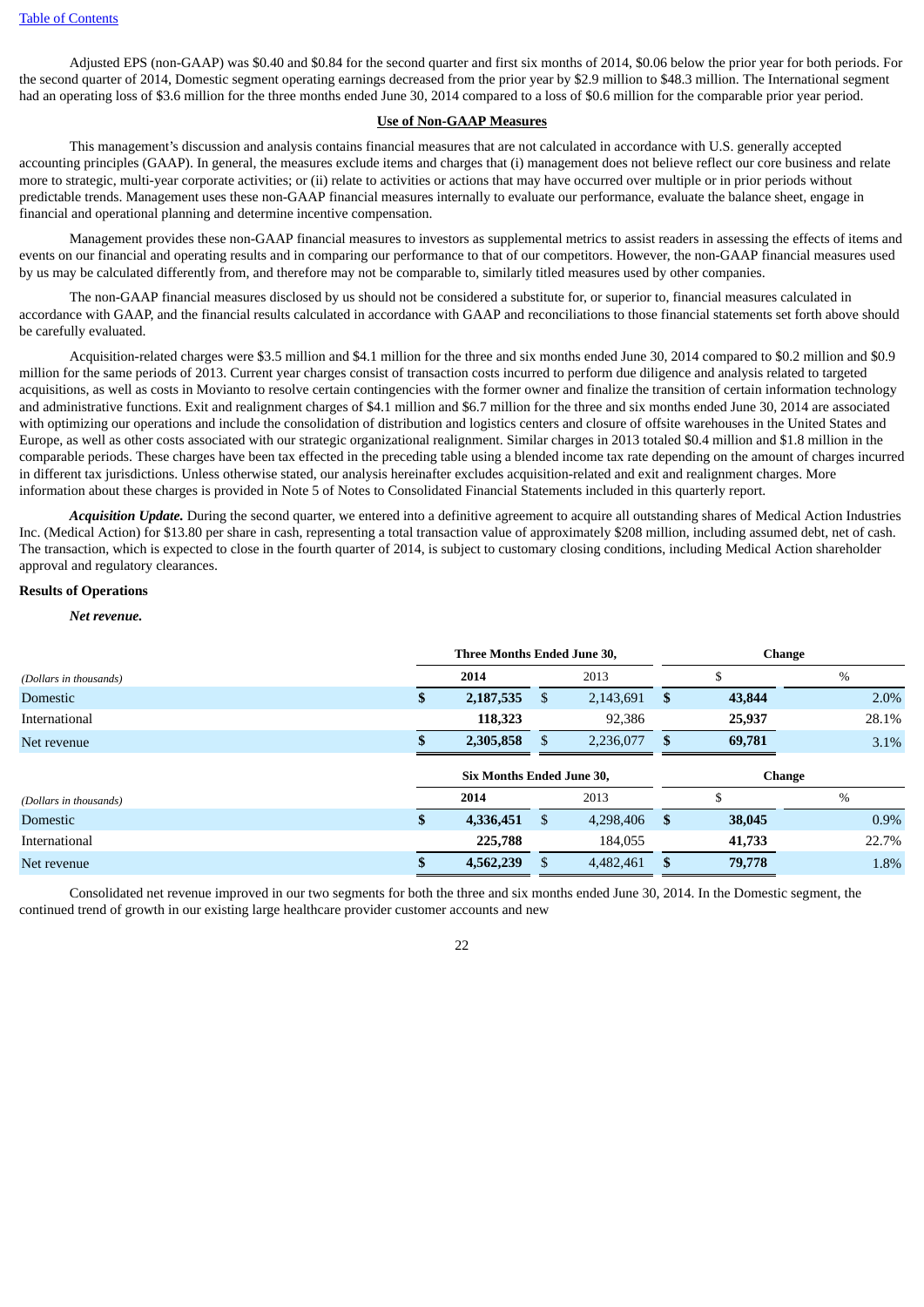Adjusted EPS (non-GAAP) was $0.40 and $0.84 for the second quarter and first six months of 2014, $0.06 below the prior year for both periods. For the second quarter of 2014, Domestic segment operating earnings decreased from the prior year by $2.9 million to $48.3 million. The International segment had an operating loss of $3.6 million for the three months ended June 30, 2014 compared to a loss of $0.6 million for the comparable prior year period.

**Use of Non-GAAP Measures**

This management's discussion and analysis contains financial measures that are not calculated in accordance with U.S. generally accepted accounting principles (GAAP). In general, the measures exclude items and charges that (i) management does not believe reflect our core business and relate more to strategic, multi-year corporate activities; or (ii) relate to activities or actions that may have occurred over multiple or in prior periods without predictable trends. Management uses these non-GAAP financial measures internally to evaluate our performance, evaluate the balance sheet, engage in financial and operational planning and determine incentive compensation.

Management provides these non-GAAP financial measures to investors as supplemental metrics to assist readers in assessing the effects of items and events on our financial and operating results and in comparing our performance to that of our competitors. However, the non-GAAP financial measures used by us may be calculated differently from, and therefore may not be comparable to, similarly titled measures used by other companies.

The non-GAAP financial measures disclosed by us should not be considered a substitute for, or superior to, financial measures calculated in accordance with GAAP, and the financial results calculated in accordance with GAAP and reconciliations to those financial statements set forth above should be carefully evaluated.

Acquisition-related charges were $3.5 million and $4.1 million for the three and six months ended June 30, 2014 compared to $0.2 million and $0.9 million for the same periods of 2013. Current year charges consist of transaction costs incurred to perform due diligence and analysis related to targeted acquisitions, as well as costs in Movianto to resolve certain contingencies with the former owner and finalize the transition of certain information technology and administrative functions. Exit and realignment charges of $4.1 million and $6.7 million for the three and six months ended June 30, 2014 are associated with optimizing our operations and include the consolidation of distribution and logistics centers and closure of offsite warehouses in the United States and Europe, as well as other costs associated with our strategic organizational realignment. Similar charges in 2013 totaled $0.4 million and $1.8 million in the comparable periods. These charges have been tax effected in the preceding table using a blended income tax rate depending on the amount of charges incurred in different tax jurisdictions. Unless otherwise stated, our analysis hereinafter excludes acquisition-related and exit and realignment charges. More information about these charges is provided in Note 5 of Notes to Consolidated Financial Statements included in this quarterly report.

***Acquisition Update.*** During the second quarter, we entered into a definitive agreement to acquire all outstanding shares of Medical Action Industries Inc. (Medical Action) for $13.80 per share in cash, representing a total transaction value of approximately $208 million, including assumed debt, net of cash. The transaction, which is expected to close in the fourth quarter of 2014, is subject to customary closing conditions, including Medical Action shareholder approval and regulatory clearances.

**Results of Operations**

***Net revenue.***

| *(Dollars in thousands)* | Three Months Ended June 30, 2014 | Three Months Ended June 30, 2013 | Change $ | Change % |
|---|---|---|---|---|
| Domestic | **$ 2,187,535** | $ 2,143,691 | **$ 43,844** | 2.0% |
| International | **118,323** | 92,386 | **25,937** | 28.1% |
| Net revenue | **$ 2,305,858** | $ 2,236,077 | **$ 69,781** | 3.1% |

| *(Dollars in thousands)* | Six Months Ended June 30, 2014 | Six Months Ended June 30, 2013 | Change $ | Change % |
|---|---|---|---|---|
| Domestic | **$ 4,336,451** | $ 4,298,406 | **$ 38,045** | 0.9% |
| International | **225,788** | 184,055 | **41,733** | 22.7% |
| Net revenue | **$ 4,562,239** | $ 4,482,461 | **$ 79,778** | 1.8% |

Consolidated net revenue improved in our two segments for both the three and six months ended June 30, 2014. In the Domestic segment, the continued trend of growth in our existing large healthcare provider customer accounts and new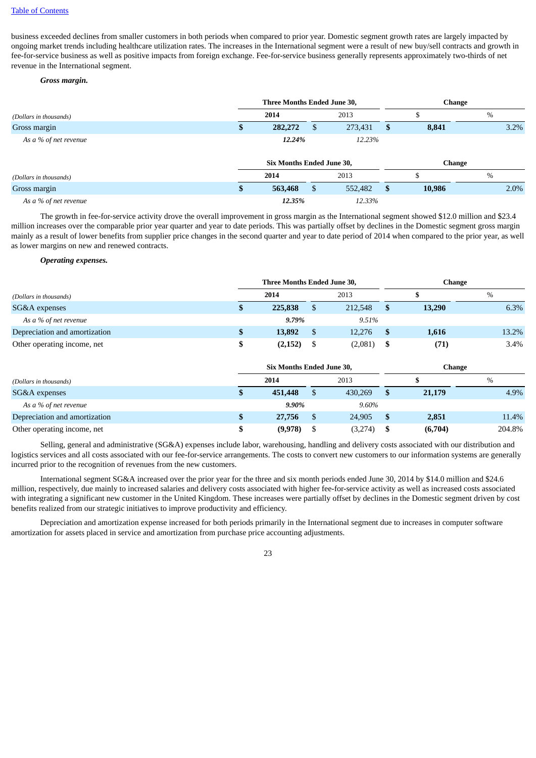business exceeded declines from smaller customers in both periods when compared to prior year. Domestic segment growth rates are largely impacted by ongoing market trends including healthcare utilization rates. The increases in the International segment were a result of new buy/sell contracts and growth in fee-for-service business as well as positive impacts from foreign exchange. Fee-for-service business generally represents approximately two-thirds of net revenue in the International segment.

***Gross margin.***

| | Three Months Ended June 30, | | Change | |
|---|---|---|---|---|
| *(Dollars in thousands)* | **2014** | 2013 | $ | % |
| Gross margin | **$ 282,272** | $ 273,431 | **$ 8,841** | 3.2% |
| *As a % of net revenue* | ***12.24%*** | *12.23%* | | |

| | Six Months Ended June 30, | | Change | |
|---|---|---|---|---|
| *(Dollars in thousands)* | **2014** | 2013 | $ | % |
| Gross margin | **$ 563,468** | $ 552,482 | **$ 10,986** | 2.0% |
| *As a % of net revenue* | ***12.35%*** | *12.33%* | | |

The growth in fee-for-service activity drove the overall improvement in gross margin as the International segment showed $12.0 million and $23.4 million increases over the comparable prior year quarter and year to date periods. This was partially offset by declines in the Domestic segment gross margin mainly as a result of lower benefits from supplier price changes in the second quarter and year to date period of 2014 when compared to the prior year, as well as lower margins on new and renewed contracts.

***Operating expenses.***

| | Three Months Ended June 30, | | Change | |
|---|---|---|---|---|
| *(Dollars in thousands)* | **2014** | 2013 | **$** | % |
| SG&A expenses | **$ 225,838** | $ 212,548 | **$ 13,290** | 6.3% |
| *As a % of net revenue* | ***9.79%*** | *9.51%* | | |
| Depreciation and amortization | **$ 13,892** | $ 12,276 | **$ 1,616** | 13.2% |
| Other operating income, net | **$ (2,152)** | $ (2,081) | **$ (71)** | 3.4% |

| | Six Months Ended June 30, | | Change | |
|---|---|---|---|---|
| *(Dollars in thousands)* | **2014** | 2013 | **$** | % |
| SG&A expenses | **$ 451,448** | $ 430,269 | **$ 21,179** | 4.9% |
| *As a % of net revenue* | ***9.90%*** | *9.60%* | | |
| Depreciation and amortization | **$ 27,756** | $ 24,905 | **$ 2,851** | 11.4% |
| Other operating income, net | **$ (9,978)** | $ (3,274) | **$ (6,704)** | 204.8% |

Selling, general and administrative (SG&A) expenses include labor, warehousing, handling and delivery costs associated with our distribution and logistics services and all costs associated with our fee-for-service arrangements. The costs to convert new customers to our information systems are generally incurred prior to the recognition of revenues from the new customers.

International segment SG&A increased over the prior year for the three and six month periods ended June 30, 2014 by $14.0 million and $24.6 million, respectively, due mainly to increased salaries and delivery costs associated with higher fee-for-service activity as well as increased costs associated with integrating a significant new customer in the United Kingdom. These increases were partially offset by declines in the Domestic segment driven by cost benefits realized from our strategic initiatives to improve productivity and efficiency.

Depreciation and amortization expense increased for both periods primarily in the International segment due to increases in computer software amortization for assets placed in service and amortization from purchase price accounting adjustments.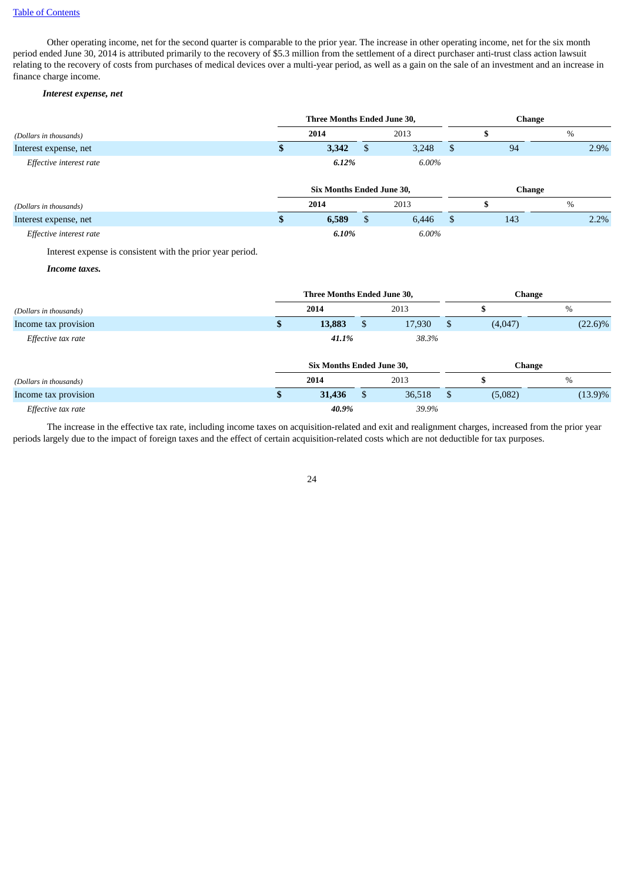[Table of Contents](#)

Other operating income, net for the second quarter is comparable to the prior year. The increase in other operating income, net for the six month period ended June 30, 2014 is attributed primarily to the recovery of $5.3 million from the settlement of a direct purchaser anti-trust class action lawsuit relating to the recovery of costs from purchases of medical devices over a multi-year period, as well as a gain on the sale of an investment and an increase in finance charge income.

***Interest expense, net***

| *(Dollars in thousands)* | Three Months Ended June 30, | | Change | |
|---|---|---|---|---|
| | **2014** | 2013 | **$** | % |
| Interest expense, net | **$ 3,342** | $ 3,248 | $ 94 | 2.9% |
| *Effective interest rate* | ***6.12%*** | *6.00%* | | |

| *(Dollars in thousands)* | Six Months Ended June 30, | | Change | |
|---|---|---|---|---|
| | **2014** | 2013 | **$** | % |
| Interest expense, net | **$ 6,589** | $ 6,446 | $ 143 | 2.2% |
| *Effective interest rate* | ***6.10%*** | *6.00%* | | |

Interest expense is consistent with the prior year period.

***Income taxes.***

| *(Dollars in thousands)* | Three Months Ended June 30, | | Change | |
|---|---|---|---|---|
| | **2014** | 2013 | **$** | % |
| Income tax provision | **$ 13,883** | $ 17,930 | $ (4,047) | (22.6)% |
| *Effective tax rate* | ***41.1%*** | *38.3%* | | |

| *(Dollars in thousands)* | Six Months Ended June 30, | | Change | |
|---|---|---|---|---|
| | **2014** | 2013 | **$** | % |
| Income tax provision | **$ 31,436** | $ 36,518 | $ (5,082) | (13.9)% |
| *Effective tax rate* | ***40.9%*** | *39.9%* | | |

The increase in the effective tax rate, including income taxes on acquisition-related and exit and realignment charges, increased from the prior year periods largely due to the impact of foreign taxes and the effect of certain acquisition-related costs which are not deductible for tax purposes.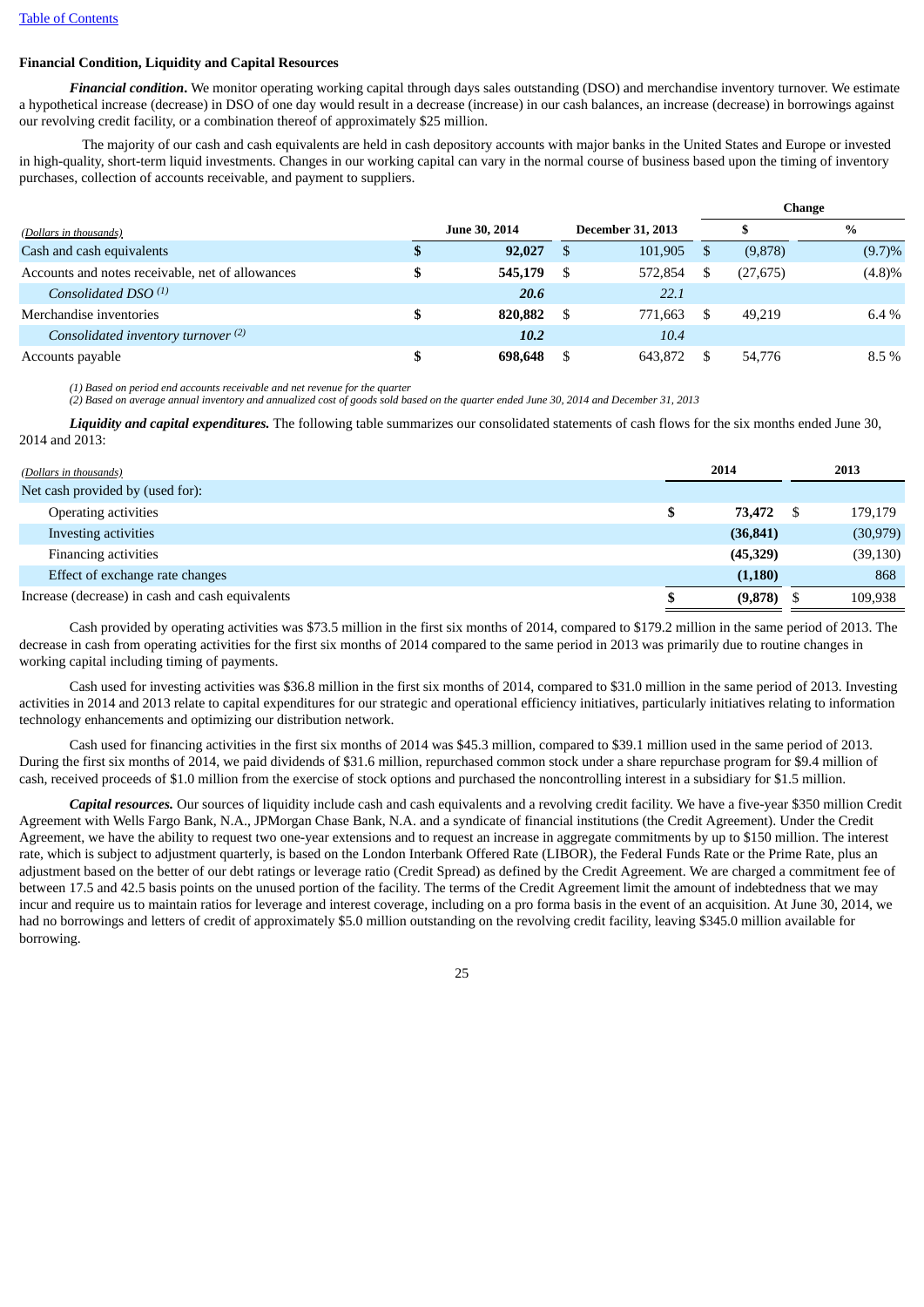### Financial Condition, Liquidity and Capital Resources

***Financial condition***. We monitor operating working capital through days sales outstanding (DSO) and merchandise inventory turnover. We estimate a hypothetical increase (decrease) in DSO of one day would result in a decrease (increase) in our cash balances, an increase (decrease) in borrowings against our revolving credit facility, or a combination thereof of approximately $25 million.

The majority of our cash and cash equivalents are held in cash depository accounts with major banks in the United States and Europe or invested in high-quality, short-term liquid investments. Changes in our working capital can vary in the normal course of business based upon the timing of inventory purchases, collection of accounts receivable, and payment to suppliers.

| | | | Change | |
|---|---|---|---|---|
| *(Dollars in thousands)* | **June 30, 2014** | **December 31, 2013** | **$** | **%** |
| Cash and cash equivalents | **$ 92,027** | $ 101,905 | $ (9,878) | (9.7)% |
| Accounts and notes receivable, net of allowances | **$ 545,179** | $ 572,854 | $ (27,675) | (4.8)% |
| *Consolidated DSO [(1)]* | ***20.6*** | *22.1* | | |
| Merchandise inventories | **$ 820,882** | $ 771,663 | $ 49,219 | 6.4 % |
| *Consolidated inventory turnover [(2)]* | ***10.2*** | *10.4* | | |
| Accounts payable | **$ 698,648** | $ 643,872 | $ 54,776 | 8.5 % |

*(1) Based on period end accounts receivable and net revenue for the quarter*
*(2) Based on average annual inventory and annualized cost of goods sold based on the quarter ended June 30, 2014 and December 31, 2013*

***Liquidity and capital expenditures.*** The following table summarizes our consolidated statements of cash flows for the six months ended June 30, 2014 and 2013:

| *(Dollars in thousands)* | **2014** | **2013** |
|---|---|---|
| Net cash provided by (used for): | | |
| Operating activities | **$ 73,472** | $ 179,179 |
| Investing activities | **(36,841)** | (30,979) |
| Financing activities | **(45,329)** | (39,130) |
| Effect of exchange rate changes | **(1,180)** | 868 |
| Increase (decrease) in cash and cash equivalents | **$ (9,878)** | $ 109,938 |

Cash provided by operating activities was $73.5 million in the first six months of 2014, compared to $179.2 million in the same period of 2013. The decrease in cash from operating activities for the first six months of 2014 compared to the same period in 2013 was primarily due to routine changes in working capital including timing of payments.

Cash used for investing activities was $36.8 million in the first six months of 2014, compared to $31.0 million in the same period of 2013. Investing activities in 2014 and 2013 relate to capital expenditures for our strategic and operational efficiency initiatives, particularly initiatives relating to information technology enhancements and optimizing our distribution network.

Cash used for financing activities in the first six months of 2014 was $45.3 million, compared to $39.1 million used in the same period of 2013. During the first six months of 2014, we paid dividends of $31.6 million, repurchased common stock under a share repurchase program for $9.4 million of cash, received proceeds of $1.0 million from the exercise of stock options and purchased the noncontrolling interest in a subsidiary for $1.5 million.

***Capital resources.*** Our sources of liquidity include cash and cash equivalents and a revolving credit facility. We have a five-year $350 million Credit Agreement with Wells Fargo Bank, N.A., JPMorgan Chase Bank, N.A. and a syndicate of financial institutions (the Credit Agreement). Under the Credit Agreement, we have the ability to request two one-year extensions and to request an increase in aggregate commitments by up to $150 million. The interest rate, which is subject to adjustment quarterly, is based on the London Interbank Offered Rate (LIBOR), the Federal Funds Rate or the Prime Rate, plus an adjustment based on the better of our debt ratings or leverage ratio (Credit Spread) as defined by the Credit Agreement. We are charged a commitment fee of between 17.5 and 42.5 basis points on the unused portion of the facility. The terms of the Credit Agreement limit the amount of indebtedness that we may incur and require us to maintain ratios for leverage and interest coverage, including on a pro forma basis in the event of an acquisition. At June 30, 2014, we had no borrowings and letters of credit of approximately $5.0 million outstanding on the revolving credit facility, leaving $345.0 million available for borrowing.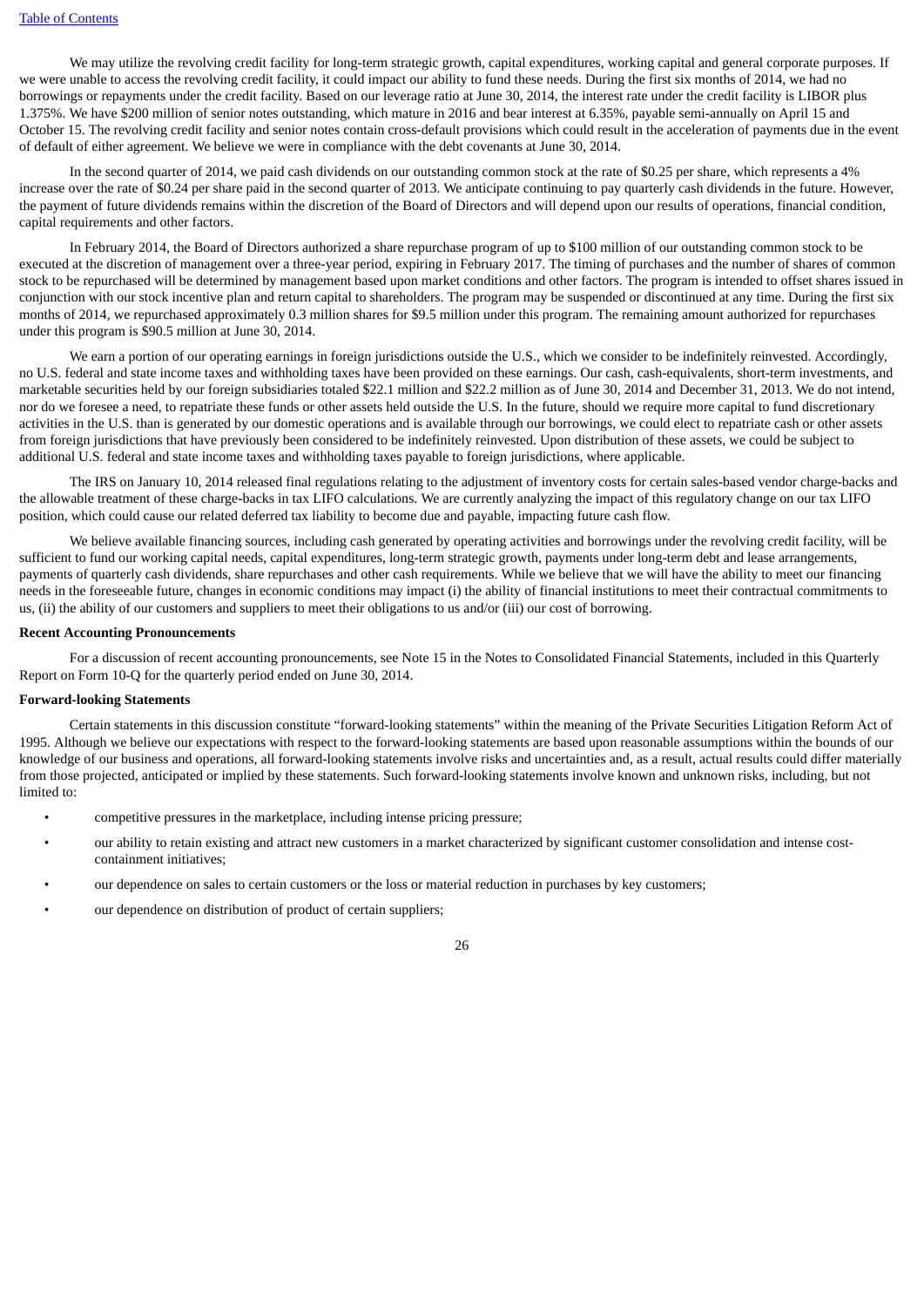We may utilize the revolving credit facility for long-term strategic growth, capital expenditures, working capital and general corporate purposes. If we were unable to access the revolving credit facility, it could impact our ability to fund these needs. During the first six months of 2014, we had no borrowings or repayments under the credit facility. Based on our leverage ratio at June 30, 2014, the interest rate under the credit facility is LIBOR plus 1.375%. We have $200 million of senior notes outstanding, which mature in 2016 and bear interest at 6.35%, payable semi-annually on April 15 and October 15. The revolving credit facility and senior notes contain cross-default provisions which could result in the acceleration of payments due in the event of default of either agreement. We believe we were in compliance with the debt covenants at June 30, 2014.

In the second quarter of 2014, we paid cash dividends on our outstanding common stock at the rate of $0.25 per share, which represents a 4% increase over the rate of $0.24 per share paid in the second quarter of 2013. We anticipate continuing to pay quarterly cash dividends in the future. However, the payment of future dividends remains within the discretion of the Board of Directors and will depend upon our results of operations, financial condition, capital requirements and other factors.

In February 2014, the Board of Directors authorized a share repurchase program of up to $100 million of our outstanding common stock to be executed at the discretion of management over a three-year period, expiring in February 2017. The timing of purchases and the number of shares of common stock to be repurchased will be determined by management based upon market conditions and other factors. The program is intended to offset shares issued in conjunction with our stock incentive plan and return capital to shareholders. The program may be suspended or discontinued at any time. During the first six months of 2014, we repurchased approximately 0.3 million shares for $9.5 million under this program. The remaining amount authorized for repurchases under this program is $90.5 million at June 30, 2014.

We earn a portion of our operating earnings in foreign jurisdictions outside the U.S., which we consider to be indefinitely reinvested. Accordingly, no U.S. federal and state income taxes and withholding taxes have been provided on these earnings. Our cash, cash-equivalents, short-term investments, and marketable securities held by our foreign subsidiaries totaled $22.1 million and $22.2 million as of June 30, 2014 and December 31, 2013. We do not intend, nor do we foresee a need, to repatriate these funds or other assets held outside the U.S. In the future, should we require more capital to fund discretionary activities in the U.S. than is generated by our domestic operations and is available through our borrowings, we could elect to repatriate cash or other assets from foreign jurisdictions that have previously been considered to be indefinitely reinvested. Upon distribution of these assets, we could be subject to additional U.S. federal and state income taxes and withholding taxes payable to foreign jurisdictions, where applicable.

The IRS on January 10, 2014 released final regulations relating to the adjustment of inventory costs for certain sales-based vendor charge-backs and the allowable treatment of these charge-backs in tax LIFO calculations. We are currently analyzing the impact of this regulatory change on our tax LIFO position, which could cause our related deferred tax liability to become due and payable, impacting future cash flow.

We believe available financing sources, including cash generated by operating activities and borrowings under the revolving credit facility, will be sufficient to fund our working capital needs, capital expenditures, long-term strategic growth, payments under long-term debt and lease arrangements, payments of quarterly cash dividends, share repurchases and other cash requirements. While we believe that we will have the ability to meet our financing needs in the foreseeable future, changes in economic conditions may impact (i) the ability of financial institutions to meet their contractual commitments to us, (ii) the ability of our customers and suppliers to meet their obligations to us and/or (iii) our cost of borrowing.

**Recent Accounting Pronouncements**

For a discussion of recent accounting pronouncements, see Note 15 in the Notes to Consolidated Financial Statements, included in this Quarterly Report on Form 10-Q for the quarterly period ended on June 30, 2014.

**Forward-looking Statements**

Certain statements in this discussion constitute "forward-looking statements" within the meaning of the Private Securities Litigation Reform Act of 1995. Although we believe our expectations with respect to the forward-looking statements are based upon reasonable assumptions within the bounds of our knowledge of our business and operations, all forward-looking statements involve risks and uncertainties and, as a result, actual results could differ materially from those projected, anticipated or implied by these statements. Such forward-looking statements involve known and unknown risks, including, but not limited to:

- competitive pressures in the marketplace, including intense pricing pressure;
- our ability to retain existing and attract new customers in a market characterized by significant customer consolidation and intense cost-containment initiatives;
- our dependence on sales to certain customers or the loss or material reduction in purchases by key customers;
- our dependence on distribution of product of certain suppliers;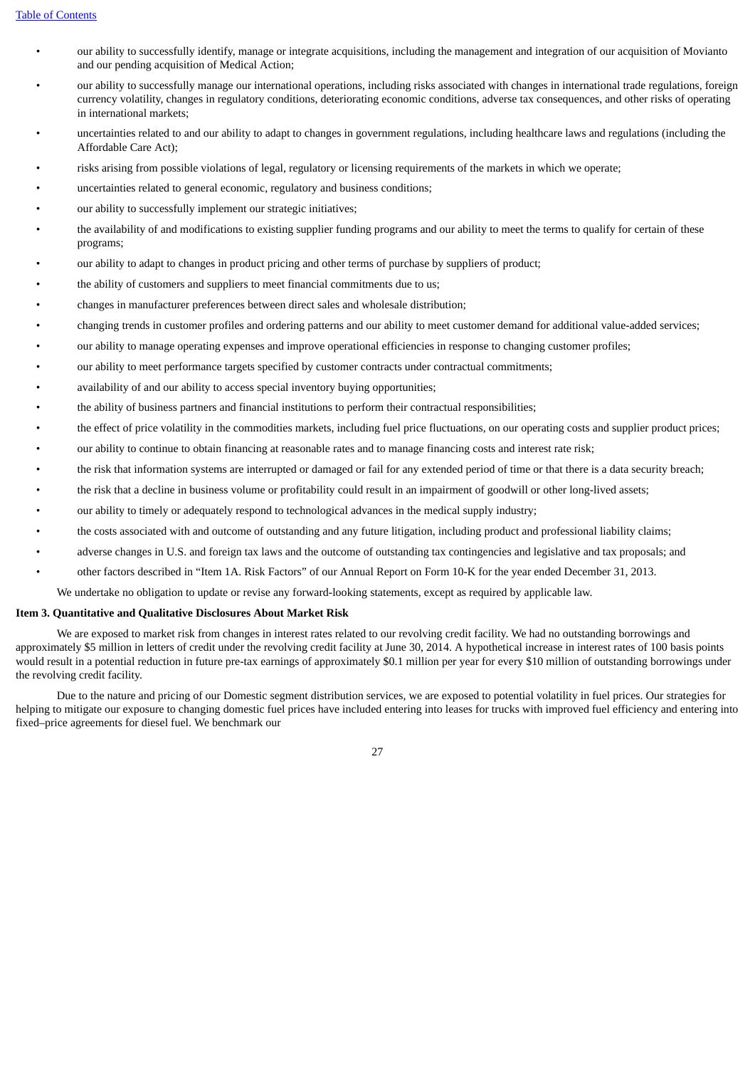- our ability to successfully identify, manage or integrate acquisitions, including the management and integration of our acquisition of Movianto and our pending acquisition of Medical Action;
- our ability to successfully manage our international operations, including risks associated with changes in international trade regulations, foreign currency volatility, changes in regulatory conditions, deteriorating economic conditions, adverse tax consequences, and other risks of operating in international markets;
- uncertainties related to and our ability to adapt to changes in government regulations, including healthcare laws and regulations (including the Affordable Care Act);
- risks arising from possible violations of legal, regulatory or licensing requirements of the markets in which we operate;
- uncertainties related to general economic, regulatory and business conditions;
- our ability to successfully implement our strategic initiatives;
- the availability of and modifications to existing supplier funding programs and our ability to meet the terms to qualify for certain of these programs;
- our ability to adapt to changes in product pricing and other terms of purchase by suppliers of product;
- the ability of customers and suppliers to meet financial commitments due to us;
- changes in manufacturer preferences between direct sales and wholesale distribution;
- changing trends in customer profiles and ordering patterns and our ability to meet customer demand for additional value-added services;
- our ability to manage operating expenses and improve operational efficiencies in response to changing customer profiles;
- our ability to meet performance targets specified by customer contracts under contractual commitments;
- availability of and our ability to access special inventory buying opportunities;
- the ability of business partners and financial institutions to perform their contractual responsibilities;
- the effect of price volatility in the commodities markets, including fuel price fluctuations, on our operating costs and supplier product prices;
- our ability to continue to obtain financing at reasonable rates and to manage financing costs and interest rate risk;
- the risk that information systems are interrupted or damaged or fail for any extended period of time or that there is a data security breach;
- the risk that a decline in business volume or profitability could result in an impairment of goodwill or other long-lived assets;
- our ability to timely or adequately respond to technological advances in the medical supply industry;
- the costs associated with and outcome of outstanding and any future litigation, including product and professional liability claims;
- adverse changes in U.S. and foreign tax laws and the outcome of outstanding tax contingencies and legislative and tax proposals; and
- other factors described in "Item 1A. Risk Factors" of our Annual Report on Form 10-K for the year ended December 31, 2013.

We undertake no obligation to update or revise any forward-looking statements, except as required by applicable law.

**Item 3. Quantitative and Qualitative Disclosures About Market Risk**

We are exposed to market risk from changes in interest rates related to our revolving credit facility. We had no outstanding borrowings and approximately $5 million in letters of credit under the revolving credit facility at June 30, 2014. A hypothetical increase in interest rates of 100 basis points would result in a potential reduction in future pre-tax earnings of approximately $0.1 million per year for every $10 million of outstanding borrowings under the revolving credit facility.

Due to the nature and pricing of our Domestic segment distribution services, we are exposed to potential volatility in fuel prices. Our strategies for helping to mitigate our exposure to changing domestic fuel prices have included entering into leases for trucks with improved fuel efficiency and entering into fixed–price agreements for diesel fuel. We benchmark our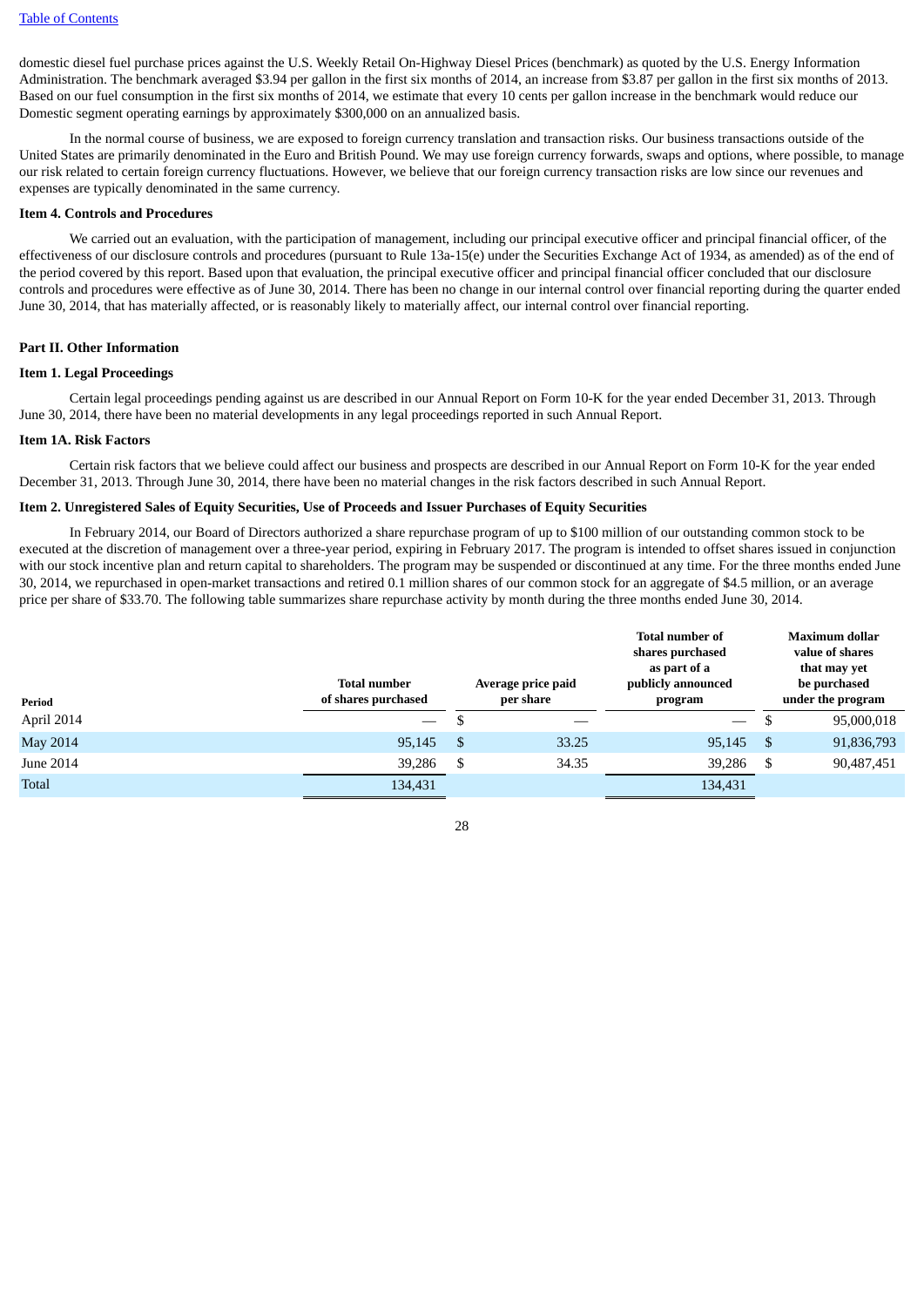domestic diesel fuel purchase prices against the U.S. Weekly Retail On-Highway Diesel Prices (benchmark) as quoted by the U.S. Energy Information Administration. The benchmark averaged $3.94 per gallon in the first six months of 2014, an increase from $3.87 per gallon in the first six months of 2013. Based on our fuel consumption in the first six months of 2014, we estimate that every 10 cents per gallon increase in the benchmark would reduce our Domestic segment operating earnings by approximately $300,000 on an annualized basis.

In the normal course of business, we are exposed to foreign currency translation and transaction risks. Our business transactions outside of the United States are primarily denominated in the Euro and British Pound. We may use foreign currency forwards, swaps and options, where possible, to manage our risk related to certain foreign currency fluctuations. However, we believe that our foreign currency transaction risks are low since our revenues and expenses are typically denominated in the same currency.

**Item 4. Controls and Procedures**

We carried out an evaluation, with the participation of management, including our principal executive officer and principal financial officer, of the effectiveness of our disclosure controls and procedures (pursuant to Rule 13a-15(e) under the Securities Exchange Act of 1934, as amended) as of the end of the period covered by this report. Based upon that evaluation, the principal executive officer and principal financial officer concluded that our disclosure controls and procedures were effective as of June 30, 2014. There has been no change in our internal control over financial reporting during the quarter ended June 30, 2014, that has materially affected, or is reasonably likely to materially affect, our internal control over financial reporting.

## Part II. Other Information

**Item 1. Legal Proceedings**

Certain legal proceedings pending against us are described in our Annual Report on Form 10-K for the year ended December 31, 2013. Through June 30, 2014, there have been no material developments in any legal proceedings reported in such Annual Report.

**Item 1A. Risk Factors**

Certain risk factors that we believe could affect our business and prospects are described in our Annual Report on Form 10-K for the year ended December 31, 2013. Through June 30, 2014, there have been no material changes in the risk factors described in such Annual Report.

**Item 2. Unregistered Sales of Equity Securities, Use of Proceeds and Issuer Purchases of Equity Securities**

In February 2014, our Board of Directors authorized a share repurchase program of up to $100 million of our outstanding common stock to be executed at the discretion of management over a three-year period, expiring in February 2017. The program is intended to offset shares issued in conjunction with our stock incentive plan and return capital to shareholders. The program may be suspended or discontinued at any time. For the three months ended June 30, 2014, we repurchased in open-market transactions and retired 0.1 million shares of our common stock for an aggregate of $4.5 million, or an average price per share of $33.70. The following table summarizes share repurchase activity by month during the three months ended June 30, 2014.

| Period | Total number of shares purchased | Average price paid per share | Total number of shares purchased as part of a publicly announced program | Maximum dollar value of shares that may yet be purchased under the program |
|---|---|---|---|---|
| April 2014 | — | $ — | — | $ 95,000,018 |
| May 2014 | 95,145 | $ 33.25 | 95,145 | $ 91,836,793 |
| June 2014 | 39,286 | $ 34.35 | 39,286 | $ 90,487,451 |
| Total | 134,431 | | 134,431 | |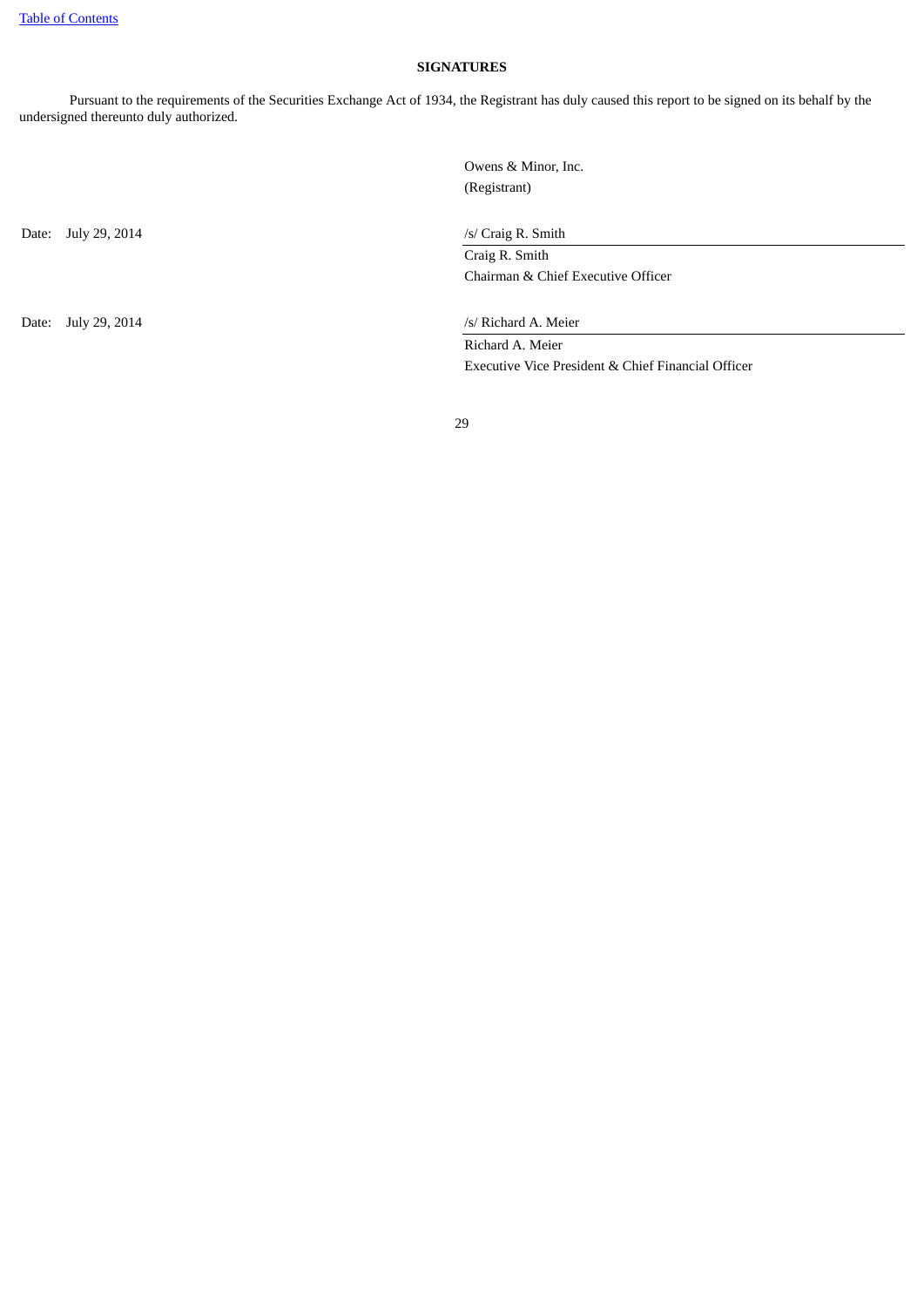[Table of Contents]

## SIGNATURES

Pursuant to the requirements of the Securities Exchange Act of 1934, the Registrant has duly caused this report to be signed on its behalf by the undersigned thereunto duly authorized.

Owens & Minor, Inc.
(Registrant)

| | |
|---|---|
| Date: July 29, 2014 | /s/ Craig R. Smith |
| | Craig R. Smith |
| | Chairman & Chief Executive Officer |
| Date: July 29, 2014 | /s/ Richard A. Meier |
| | Richard A. Meier |
| | Executive Vice President & Chief Financial Officer |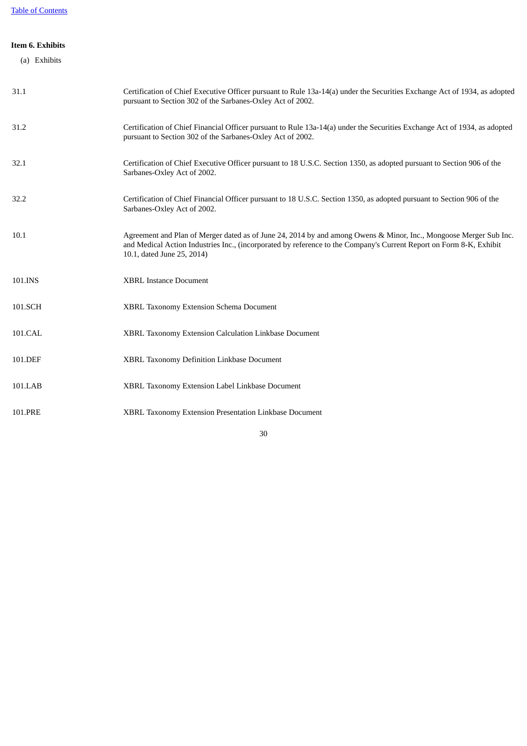**Item 6. Exhibits**

(a) Exhibits

| | |
|---|---|
| 31.1 | Certification of Chief Executive Officer pursuant to Rule 13a-14(a) under the Securities Exchange Act of 1934, as adopted pursuant to Section 302 of the Sarbanes-Oxley Act of 2002. |
| 31.2 | Certification of Chief Financial Officer pursuant to Rule 13a-14(a) under the Securities Exchange Act of 1934, as adopted pursuant to Section 302 of the Sarbanes-Oxley Act of 2002. |
| 32.1 | Certification of Chief Executive Officer pursuant to 18 U.S.C. Section 1350, as adopted pursuant to Section 906 of the Sarbanes-Oxley Act of 2002. |
| 32.2 | Certification of Chief Financial Officer pursuant to 18 U.S.C. Section 1350, as adopted pursuant to Section 906 of the Sarbanes-Oxley Act of 2002. |
| 10.1 | Agreement and Plan of Merger dated as of June 24, 2014 by and among Owens & Minor, Inc., Mongoose Merger Sub Inc. and Medical Action Industries Inc., (incorporated by reference to the Company's Current Report on Form 8-K, Exhibit 10.1, dated June 25, 2014) |
| 101.INS | XBRL Instance Document |
| 101.SCH | XBRL Taxonomy Extension Schema Document |
| 101.CAL | XBRL Taxonomy Extension Calculation Linkbase Document |
| 101.DEF | XBRL Taxonomy Definition Linkbase Document |
| 101.LAB | XBRL Taxonomy Extension Label Linkbase Document |
| 101.PRE | XBRL Taxonomy Extension Presentation Linkbase Document |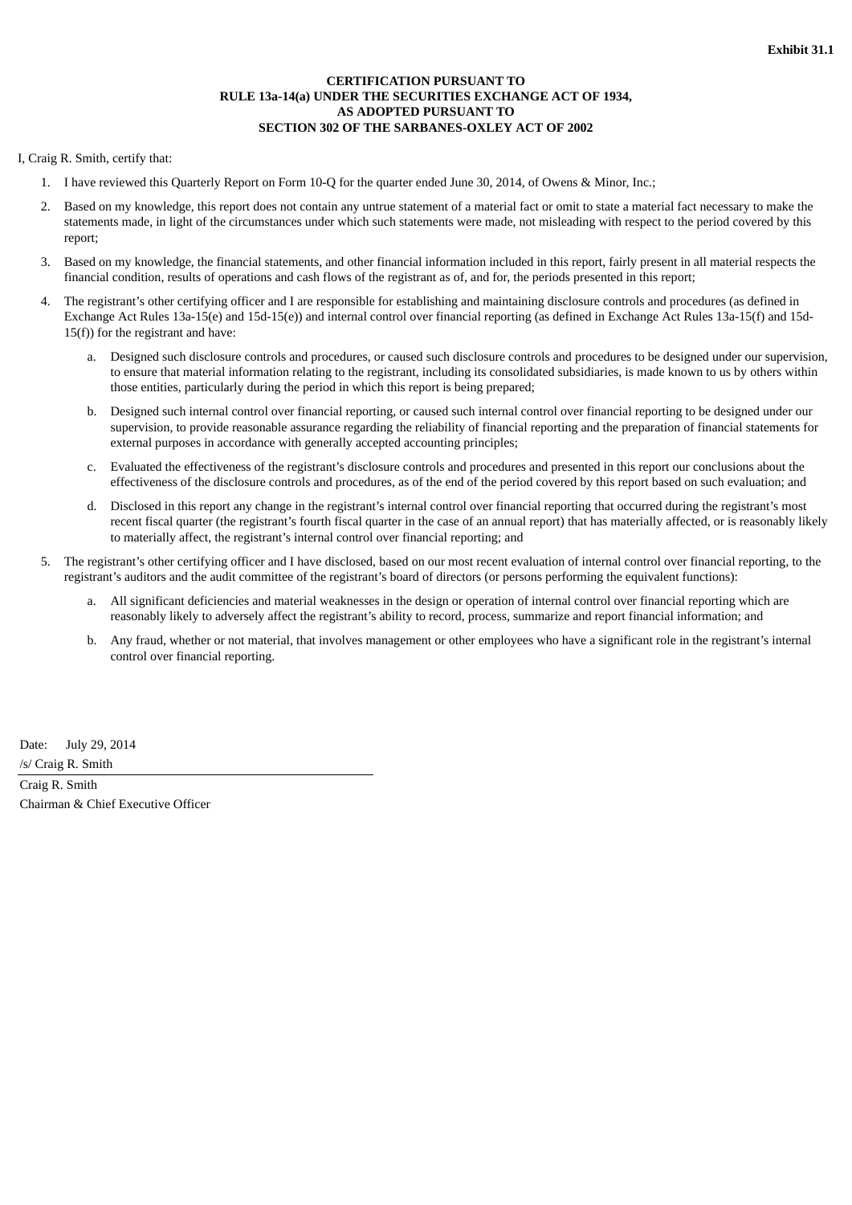**Exhibit 31.1**

**CERTIFICATION PURSUANT TO**
**RULE 13a-14(a) UNDER THE SECURITIES EXCHANGE ACT OF 1934,**
**AS ADOPTED PURSUANT TO**
**SECTION 302 OF THE SARBANES-OXLEY ACT OF 2002**

I, Craig R. Smith, certify that:

1. I have reviewed this Quarterly Report on Form 10-Q for the quarter ended June 30, 2014, of Owens & Minor, Inc.;
2. Based on my knowledge, this report does not contain any untrue statement of a material fact or omit to state a material fact necessary to make the statements made, in light of the circumstances under which such statements were made, not misleading with respect to the period covered by this report;
3. Based on my knowledge, the financial statements, and other financial information included in this report, fairly present in all material respects the financial condition, results of operations and cash flows of the registrant as of, and for, the periods presented in this report;
4. The registrant's other certifying officer and I are responsible for establishing and maintaining disclosure controls and procedures (as defined in Exchange Act Rules 13a-15(e) and 15d-15(e)) and internal control over financial reporting (as defined in Exchange Act Rules 13a-15(f) and 15d-15(f)) for the registrant and have:
   a. Designed such disclosure controls and procedures, or caused such disclosure controls and procedures to be designed under our supervision, to ensure that material information relating to the registrant, including its consolidated subsidiaries, is made known to us by others within those entities, particularly during the period in which this report is being prepared;
   b. Designed such internal control over financial reporting, or caused such internal control over financial reporting to be designed under our supervision, to provide reasonable assurance regarding the reliability of financial reporting and the preparation of financial statements for external purposes in accordance with generally accepted accounting principles;
   c. Evaluated the effectiveness of the registrant's disclosure controls and procedures and presented in this report our conclusions about the effectiveness of the disclosure controls and procedures, as of the end of the period covered by this report based on such evaluation; and
   d. Disclosed in this report any change in the registrant's internal control over financial reporting that occurred during the registrant's most recent fiscal quarter (the registrant's fourth fiscal quarter in the case of an annual report) that has materially affected, or is reasonably likely to materially affect, the registrant's internal control over financial reporting; and
5. The registrant's other certifying officer and I have disclosed, based on our most recent evaluation of internal control over financial reporting, to the registrant's auditors and the audit committee of the registrant's board of directors (or persons performing the equivalent functions):
   a. All significant deficiencies and material weaknesses in the design or operation of internal control over financial reporting which are reasonably likely to adversely affect the registrant's ability to record, process, summarize and report financial information; and
   b. Any fraud, whether or not material, that involves management or other employees who have a significant role in the registrant's internal control over financial reporting.

Date: July 29, 2014

/s/ Craig R. Smith

Craig R. Smith
Chairman & Chief Executive Officer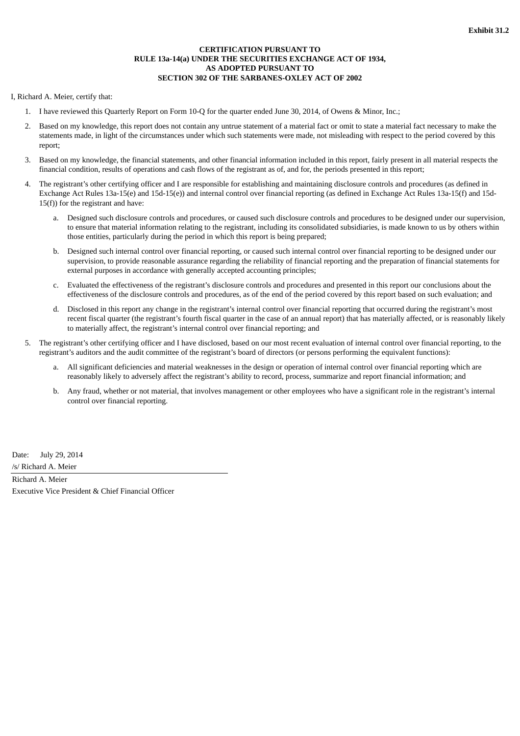**Exhibit 31.2**

**CERTIFICATION PURSUANT TO**
**RULE 13a-14(a) UNDER THE SECURITIES EXCHANGE ACT OF 1934,**
**AS ADOPTED PURSUANT TO**
**SECTION 302 OF THE SARBANES-OXLEY ACT OF 2002**

I, Richard A. Meier, certify that:

1. I have reviewed this Quarterly Report on Form 10-Q for the quarter ended June 30, 2014, of Owens & Minor, Inc.;
2. Based on my knowledge, this report does not contain any untrue statement of a material fact or omit to state a material fact necessary to make the statements made, in light of the circumstances under which such statements were made, not misleading with respect to the period covered by this report;
3. Based on my knowledge, the financial statements, and other financial information included in this report, fairly present in all material respects the financial condition, results of operations and cash flows of the registrant as of, and for, the periods presented in this report;
4. The registrant's other certifying officer and I are responsible for establishing and maintaining disclosure controls and procedures (as defined in Exchange Act Rules 13a-15(e) and 15d-15(e)) and internal control over financial reporting (as defined in Exchange Act Rules 13a-15(f) and 15d-15(f)) for the registrant and have:
   a. Designed such disclosure controls and procedures, or caused such disclosure controls and procedures to be designed under our supervision, to ensure that material information relating to the registrant, including its consolidated subsidiaries, is made known to us by others within those entities, particularly during the period in which this report is being prepared;
   b. Designed such internal control over financial reporting, or caused such internal control over financial reporting to be designed under our supervision, to provide reasonable assurance regarding the reliability of financial reporting and the preparation of financial statements for external purposes in accordance with generally accepted accounting principles;
   c. Evaluated the effectiveness of the registrant's disclosure controls and procedures and presented in this report our conclusions about the effectiveness of the disclosure controls and procedures, as of the end of the period covered by this report based on such evaluation; and
   d. Disclosed in this report any change in the registrant's internal control over financial reporting that occurred during the registrant's most recent fiscal quarter (the registrant's fourth fiscal quarter in the case of an annual report) that has materially affected, or is reasonably likely to materially affect, the registrant's internal control over financial reporting; and
5. The registrant's other certifying officer and I have disclosed, based on our most recent evaluation of internal control over financial reporting, to the registrant's auditors and the audit committee of the registrant's board of directors (or persons performing the equivalent functions):
   a. All significant deficiencies and material weaknesses in the design or operation of internal control over financial reporting which are reasonably likely to adversely affect the registrant's ability to record, process, summarize and report financial information; and
   b. Any fraud, whether or not material, that involves management or other employees who have a significant role in the registrant's internal control over financial reporting.

Date: July 29, 2014

/s/ Richard A. Meier

Richard A. Meier
Executive Vice President & Chief Financial Officer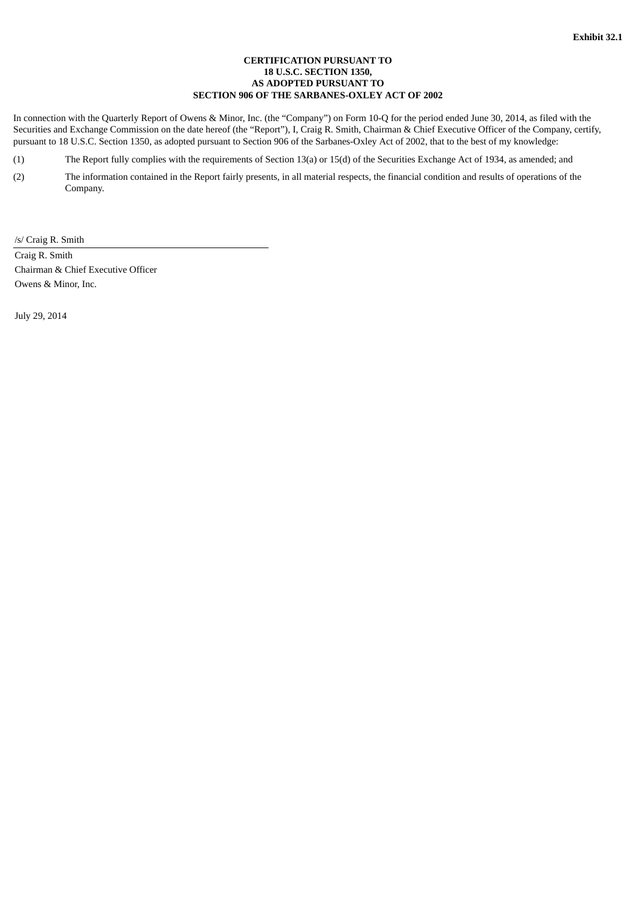**Exhibit 32.1**

**CERTIFICATION PURSUANT TO
18 U.S.C. SECTION 1350,
AS ADOPTED PURSUANT TO
SECTION 906 OF THE SARBANES-OXLEY ACT OF 2002**

In connection with the Quarterly Report of Owens & Minor, Inc. (the "Company") on Form 10-Q for the period ended June 30, 2014, as filed with the Securities and Exchange Commission on the date hereof (the "Report"), I, Craig R. Smith, Chairman & Chief Executive Officer of the Company, certify, pursuant to 18 U.S.C. Section 1350, as adopted pursuant to Section 906 of the Sarbanes-Oxley Act of 2002, that to the best of my knowledge:

(1) The Report fully complies with the requirements of Section 13(a) or 15(d) of the Securities Exchange Act of 1934, as amended; and

(2) The information contained in the Report fairly presents, in all material respects, the financial condition and results of operations of the Company.

/s/ Craig R. Smith

Craig R. Smith
Chairman & Chief Executive Officer
Owens & Minor, Inc.

July 29, 2014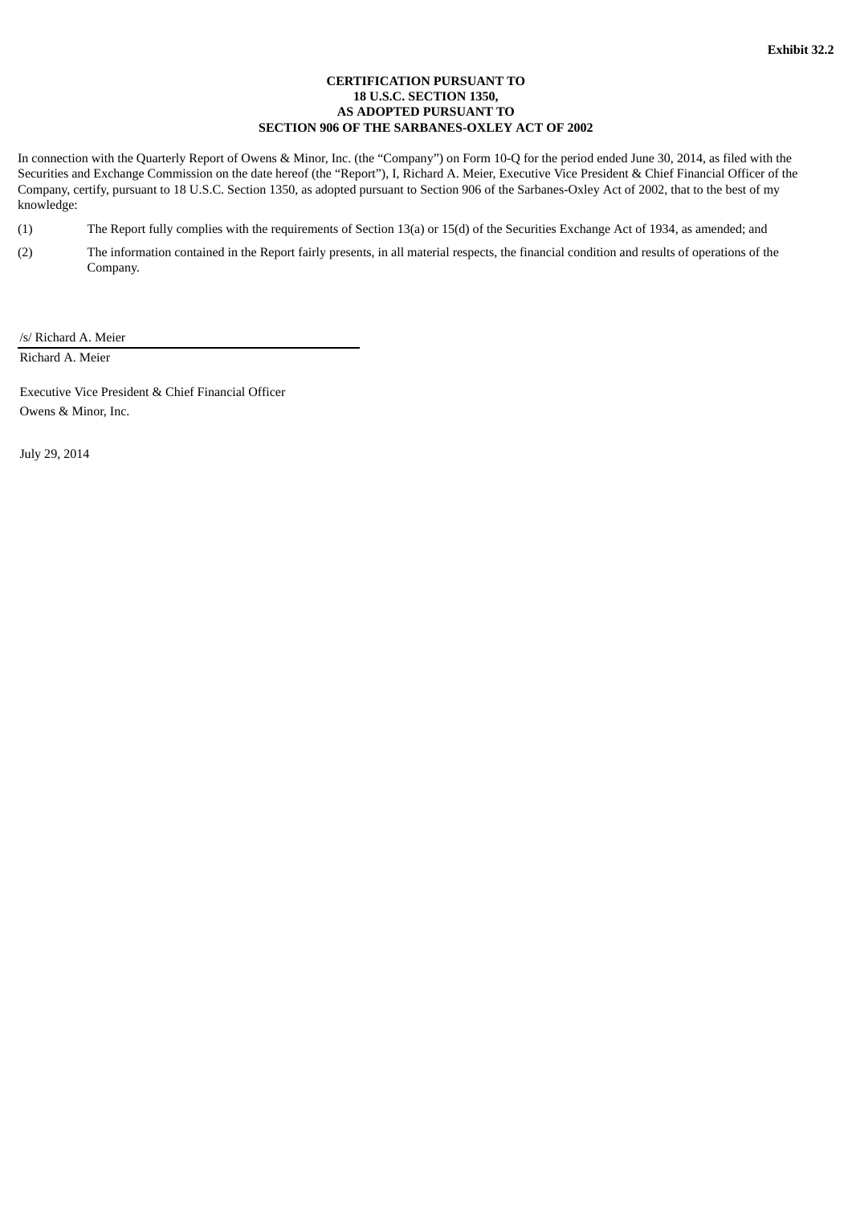**Exhibit 32.2**

**CERTIFICATION PURSUANT TO 18 U.S.C. SECTION 1350, AS ADOPTED PURSUANT TO SECTION 906 OF THE SARBANES-OXLEY ACT OF 2002**

In connection with the Quarterly Report of Owens & Minor, Inc. (the "Company") on Form 10-Q for the period ended June 30, 2014, as filed with the Securities and Exchange Commission on the date hereof (the "Report"), I, Richard A. Meier, Executive Vice President & Chief Financial Officer of the Company, certify, pursuant to 18 U.S.C. Section 1350, as adopted pursuant to Section 906 of the Sarbanes-Oxley Act of 2002, that to the best of my knowledge:

(1) The Report fully complies with the requirements of Section 13(a) or 15(d) of the Securities Exchange Act of 1934, as amended; and

(2) The information contained in the Report fairly presents, in all material respects, the financial condition and results of operations of the Company.

/s/ Richard A. Meier

Richard A. Meier

Executive Vice President & Chief Financial Officer
Owens & Minor, Inc.

July 29, 2014